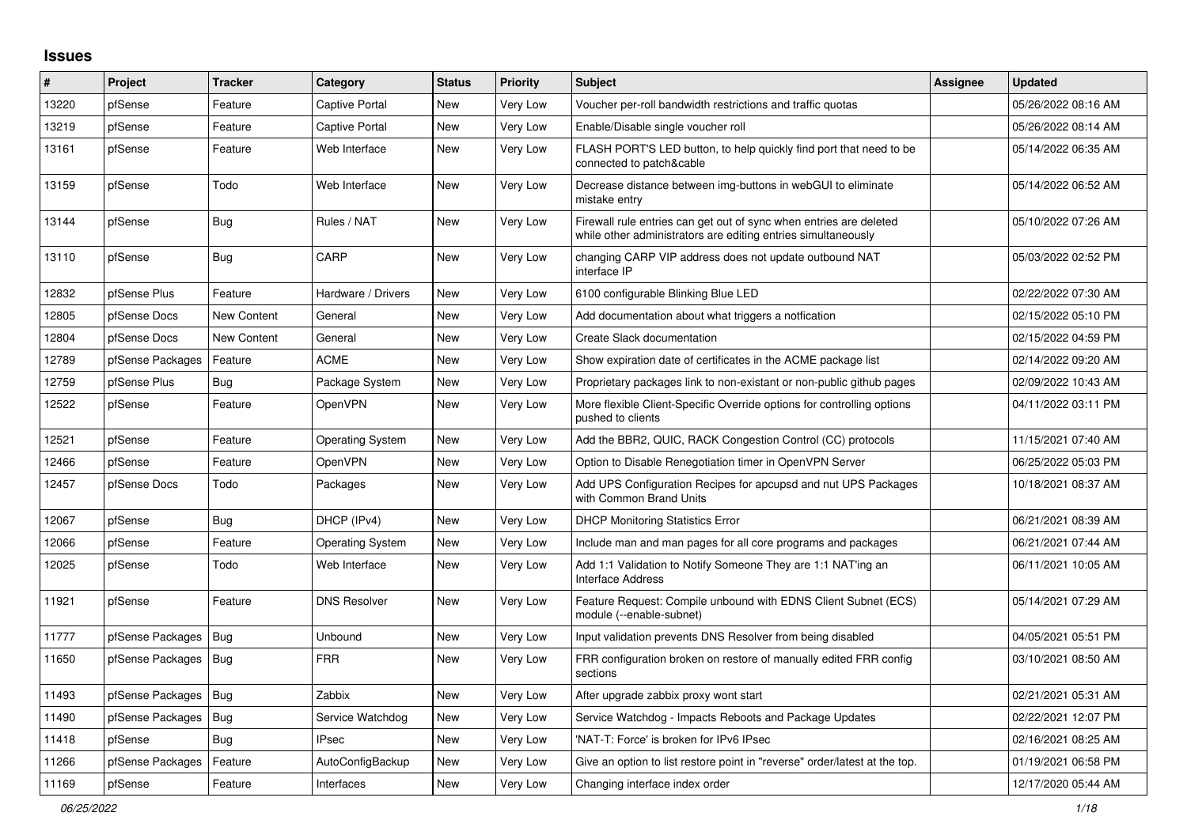# Issues

| # | Project | Tracker | Category | Status | Priority | Subject | Assignee | Updated |
|---|---|---|---|---|---|---|---|---|
| 13220 | pfSense | Feature | Captive Portal | New | Very Low | Voucher per-roll bandwidth restrictions and traffic quotas | | 05/26/2022 08:16 AM |
| 13219 | pfSense | Feature | Captive Portal | New | Very Low | Enable/Disable single voucher roll | | 05/26/2022 08:14 AM |
| 13161 | pfSense | Feature | Web Interface | New | Very Low | FLASH PORT'S LED button, to help quickly find port that need to be connected to patch&cable | | 05/14/2022 06:35 AM |
| 13159 | pfSense | Todo | Web Interface | New | Very Low | Decrease distance between img-buttons in webGUI to eliminate mistake entry | | 05/14/2022 06:52 AM |
| 13144 | pfSense | Bug | Rules / NAT | New | Very Low | Firewall rule entries can get out of sync when entries are deleted while other administrators are editing entries simultaneously | | 05/10/2022 07:26 AM |
| 13110 | pfSense | Bug | CARP | New | Very Low | changing CARP VIP address does not update outbound NAT interface IP | | 05/03/2022 02:52 PM |
| 12832 | pfSense Plus | Feature | Hardware / Drivers | New | Very Low | 6100 configurable Blinking Blue LED | | 02/22/2022 07:30 AM |
| 12805 | pfSense Docs | New Content | General | New | Very Low | Add documentation about what triggers a notfication | | 02/15/2022 05:10 PM |
| 12804 | pfSense Docs | New Content | General | New | Very Low | Create Slack documentation | | 02/15/2022 04:59 PM |
| 12789 | pfSense Packages | Feature | ACME | New | Very Low | Show expiration date of certificates in the ACME package list | | 02/14/2022 09:20 AM |
| 12759 | pfSense Plus | Bug | Package System | New | Very Low | Proprietary packages link to non-existant or non-public github pages | | 02/09/2022 10:43 AM |
| 12522 | pfSense | Feature | OpenVPN | New | Very Low | More flexible Client-Specific Override options for controlling options pushed to clients | | 04/11/2022 03:11 PM |
| 12521 | pfSense | Feature | Operating System | New | Very Low | Add the BBR2, QUIC, RACK Congestion Control (CC) protocols | | 11/15/2021 07:40 AM |
| 12466 | pfSense | Feature | OpenVPN | New | Very Low | Option to Disable Renegotiation timer in OpenVPN Server | | 06/25/2022 05:03 PM |
| 12457 | pfSense Docs | Todo | Packages | New | Very Low | Add UPS Configuration Recipes for apcupsd and nut UPS Packages with Common Brand Units | | 10/18/2021 08:37 AM |
| 12067 | pfSense | Bug | DHCP (IPv4) | New | Very Low | DHCP Monitoring Statistics Error | | 06/21/2021 08:39 AM |
| 12066 | pfSense | Feature | Operating System | New | Very Low | Include man and man pages for all core programs and packages | | 06/21/2021 07:44 AM |
| 12025 | pfSense | Todo | Web Interface | New | Very Low | Add 1:1 Validation to Notify Someone They are 1:1 NAT'ing an Interface Address | | 06/11/2021 10:05 AM |
| 11921 | pfSense | Feature | DNS Resolver | New | Very Low | Feature Request: Compile unbound with EDNS Client Subnet (ECS) module (--enable-subnet) | | 05/14/2021 07:29 AM |
| 11777 | pfSense Packages | Bug | Unbound | New | Very Low | Input validation prevents DNS Resolver from being disabled | | 04/05/2021 05:51 PM |
| 11650 | pfSense Packages | Bug | FRR | New | Very Low | FRR configuration broken on restore of manually edited FRR config sections | | 03/10/2021 08:50 AM |
| 11493 | pfSense Packages | Bug | Zabbix | New | Very Low | After upgrade zabbix proxy wont start | | 02/21/2021 05:31 AM |
| 11490 | pfSense Packages | Bug | Service Watchdog | New | Very Low | Service Watchdog - Impacts Reboots and Package Updates | | 02/22/2021 12:07 PM |
| 11418 | pfSense | Bug | IPsec | New | Very Low | 'NAT-T: Force' is broken for IPv6 IPsec | | 02/16/2021 08:25 AM |
| 11266 | pfSense Packages | Feature | AutoConfigBackup | New | Very Low | Give an option to list restore point in "reverse" order/latest at the top. | | 01/19/2021 06:58 PM |
| 11169 | pfSense | Feature | Interfaces | New | Very Low | Changing interface index order | | 12/17/2020 05:44 AM |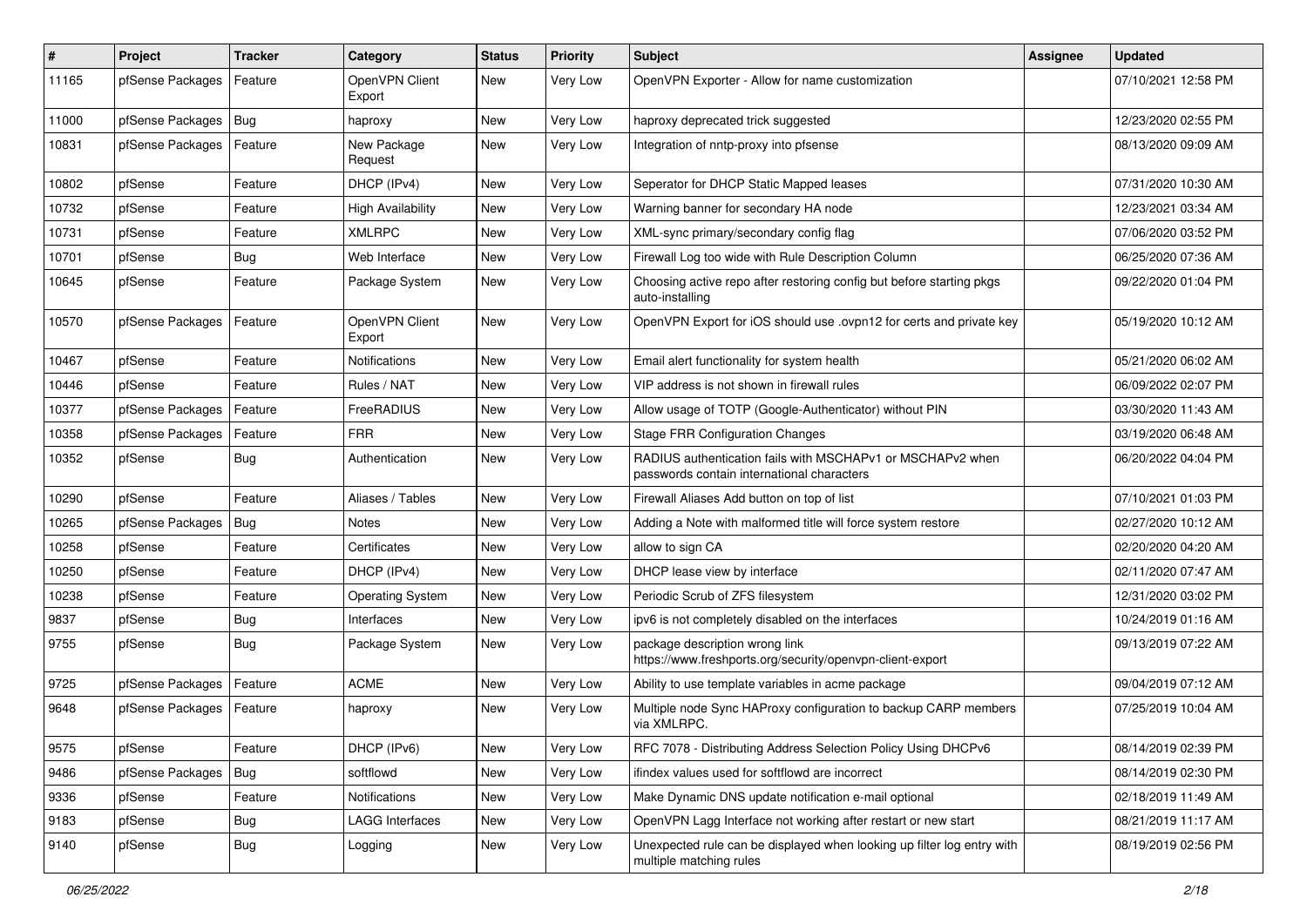| # | Project | Tracker | Category | Status | Priority | Subject | Assignee | Updated |
| --- | --- | --- | --- | --- | --- | --- | --- | --- |
| 11165 | pfSense Packages | Feature | OpenVPN Client Export | New | Very Low | OpenVPN Exporter - Allow for name customization | | 07/10/2021 12:58 PM |
| 11000 | pfSense Packages | Bug | haproxy | New | Very Low | haproxy deprecated trick suggested | | 12/23/2020 02:55 PM |
| 10831 | pfSense Packages | Feature | New Package Request | New | Very Low | Integration of nntp-proxy into pfsense | | 08/13/2020 09:09 AM |
| 10802 | pfSense | Feature | DHCP (IPv4) | New | Very Low | Seperator for DHCP Static Mapped leases | | 07/31/2020 10:30 AM |
| 10732 | pfSense | Feature | High Availability | New | Very Low | Warning banner for secondary HA node | | 12/23/2021 03:34 AM |
| 10731 | pfSense | Feature | XMLRPC | New | Very Low | XML-sync primary/secondary config flag | | 07/06/2020 03:52 PM |
| 10701 | pfSense | Bug | Web Interface | New | Very Low | Firewall Log too wide with Rule Description Column | | 06/25/2020 07:36 AM |
| 10645 | pfSense | Feature | Package System | New | Very Low | Choosing active repo after restoring config but before starting pkgs auto-installing | | 09/22/2020 01:04 PM |
| 10570 | pfSense Packages | Feature | OpenVPN Client Export | New | Very Low | OpenVPN Export for iOS should use .ovpn12 for certs and private key | | 05/19/2020 10:12 AM |
| 10467 | pfSense | Feature | Notifications | New | Very Low | Email alert functionality for system health | | 05/21/2020 06:02 AM |
| 10446 | pfSense | Feature | Rules / NAT | New | Very Low | VIP address is not shown in firewall rules | | 06/09/2022 02:07 PM |
| 10377 | pfSense Packages | Feature | FreeRADIUS | New | Very Low | Allow usage of TOTP (Google-Authenticator) without PIN | | 03/30/2020 11:43 AM |
| 10358 | pfSense Packages | Feature | FRR | New | Very Low | Stage FRR Configuration Changes | | 03/19/2020 06:48 AM |
| 10352 | pfSense | Bug | Authentication | New | Very Low | RADIUS authentication fails with MSCHAPv1 or MSCHAPv2 when passwords contain international characters | | 06/20/2022 04:04 PM |
| 10290 | pfSense | Feature | Aliases / Tables | New | Very Low | Firewall Aliases Add button on top of list | | 07/10/2021 01:03 PM |
| 10265 | pfSense Packages | Bug | Notes | New | Very Low | Adding a Note with malformed title will force system restore | | 02/27/2020 10:12 AM |
| 10258 | pfSense | Feature | Certificates | New | Very Low | allow to sign CA | | 02/20/2020 04:20 AM |
| 10250 | pfSense | Feature | DHCP (IPv4) | New | Very Low | DHCP lease view by interface | | 02/11/2020 07:47 AM |
| 10238 | pfSense | Feature | Operating System | New | Very Low | Periodic Scrub of ZFS filesystem | | 12/31/2020 03:02 PM |
| 9837 | pfSense | Bug | Interfaces | New | Very Low | ipv6 is not completely disabled on the interfaces | | 10/24/2019 01:16 AM |
| 9755 | pfSense | Bug | Package System | New | Very Low | package description wrong link https://www.freshports.org/security/openvpn-client-export | | 09/13/2019 07:22 AM |
| 9725 | pfSense Packages | Feature | ACME | New | Very Low | Ability to use template variables in acme package | | 09/04/2019 07:12 AM |
| 9648 | pfSense Packages | Feature | haproxy | New | Very Low | Multiple node Sync HAProxy configuration to backup CARP members via XMLRPC. | | 07/25/2019 10:04 AM |
| 9575 | pfSense | Feature | DHCP (IPv6) | New | Very Low | RFC 7078 - Distributing Address Selection Policy Using DHCPv6 | | 08/14/2019 02:39 PM |
| 9486 | pfSense Packages | Bug | softflowd | New | Very Low | ifindex values used for softflowd are incorrect | | 08/14/2019 02:30 PM |
| 9336 | pfSense | Feature | Notifications | New | Very Low | Make Dynamic DNS update notification e-mail optional | | 02/18/2019 11:49 AM |
| 9183 | pfSense | Bug | LAGG Interfaces | New | Very Low | OpenVPN Lagg Interface not working after restart or new start | | 08/21/2019 11:17 AM |
| 9140 | pfSense | Bug | Logging | New | Very Low | Unexpected rule can be displayed when looking up filter log entry with multiple matching rules | | 08/19/2019 02:56 PM |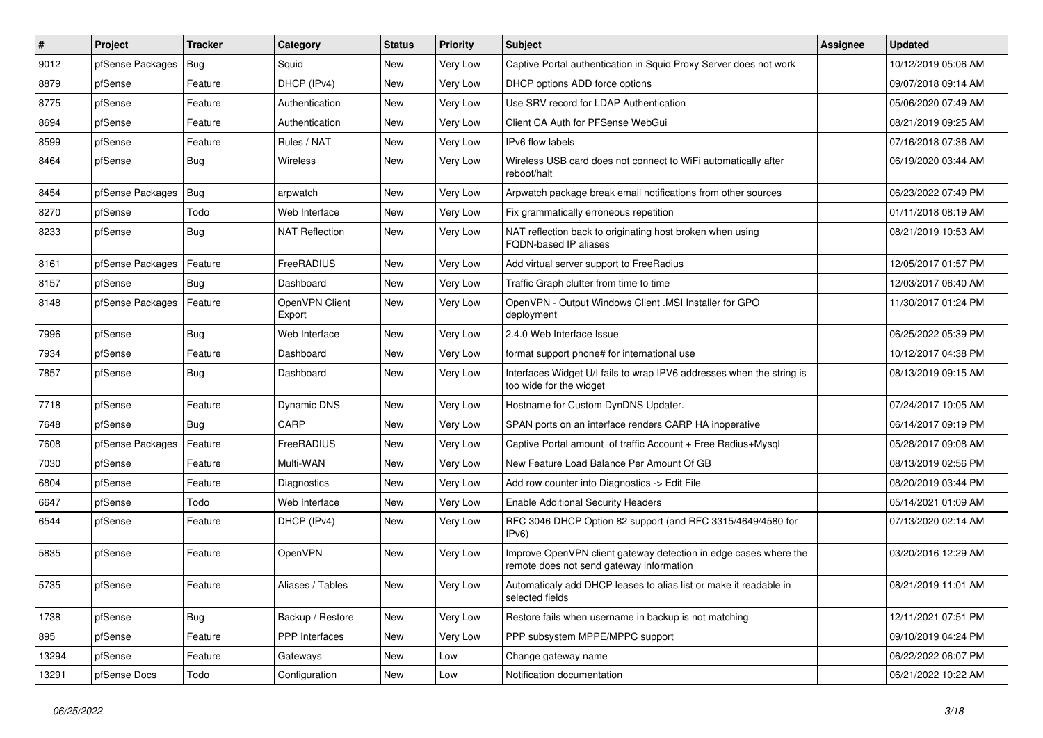| # | Project | Tracker | Category | Status | Priority | Subject | Assignee | Updated |
|---|---|---|---|---|---|---|---|---|
| 9012 | pfSense Packages | Bug | Squid | New | Very Low | Captive Portal authentication in Squid Proxy Server does not work | | 10/12/2019 05:06 AM |
| 8879 | pfSense | Feature | DHCP (IPv4) | New | Very Low | DHCP options ADD force options | | 09/07/2018 09:14 AM |
| 8775 | pfSense | Feature | Authentication | New | Very Low | Use SRV record for LDAP Authentication | | 05/06/2020 07:49 AM |
| 8694 | pfSense | Feature | Authentication | New | Very Low | Client CA Auth for PFSense WebGui | | 08/21/2019 09:25 AM |
| 8599 | pfSense | Feature | Rules / NAT | New | Very Low | IPv6 flow labels | | 07/16/2018 07:36 AM |
| 8464 | pfSense | Bug | Wireless | New | Very Low | Wireless USB card does not connect to WiFi automatically after reboot/halt | | 06/19/2020 03:44 AM |
| 8454 | pfSense Packages | Bug | arpwatch | New | Very Low | Arpwatch package break email notifications from other sources | | 06/23/2022 07:49 PM |
| 8270 | pfSense | Todo | Web Interface | New | Very Low | Fix grammatically erroneous repetition | | 01/11/2018 08:19 AM |
| 8233 | pfSense | Bug | NAT Reflection | New | Very Low | NAT reflection back to originating host broken when using FQDN-based IP aliases | | 08/21/2019 10:53 AM |
| 8161 | pfSense Packages | Feature | FreeRADIUS | New | Very Low | Add virtual server support to FreeRadius | | 12/05/2017 01:57 PM |
| 8157 | pfSense | Bug | Dashboard | New | Very Low | Traffic Graph clutter from time to time | | 12/03/2017 06:40 AM |
| 8148 | pfSense Packages | Feature | OpenVPN Client Export | New | Very Low | OpenVPN - Output Windows Client .MSI Installer for GPO deployment | | 11/30/2017 01:24 PM |
| 7996 | pfSense | Bug | Web Interface | New | Very Low | 2.4.0 Web Interface Issue | | 06/25/2022 05:39 PM |
| 7934 | pfSense | Feature | Dashboard | New | Very Low | format support phone# for international use | | 10/12/2017 04:38 PM |
| 7857 | pfSense | Bug | Dashboard | New | Very Low | Interfaces Widget U/I fails to wrap IPV6 addresses when the string is too wide for the widget | | 08/13/2019 09:15 AM |
| 7718 | pfSense | Feature | Dynamic DNS | New | Very Low | Hostname for Custom DynDNS Updater. | | 07/24/2017 10:05 AM |
| 7648 | pfSense | Bug | CARP | New | Very Low | SPAN ports on an interface renders CARP HA inoperative | | 06/14/2017 09:19 PM |
| 7608 | pfSense Packages | Feature | FreeRADIUS | New | Very Low | Captive Portal amount of traffic Account + Free Radius+Mysql | | 05/28/2017 09:08 AM |
| 7030 | pfSense | Feature | Multi-WAN | New | Very Low | New Feature Load Balance Per Amount Of GB | | 08/13/2019 02:56 PM |
| 6804 | pfSense | Feature | Diagnostics | New | Very Low | Add row counter into Diagnostics -> Edit File | | 08/20/2019 03:44 PM |
| 6647 | pfSense | Todo | Web Interface | New | Very Low | Enable Additional Security Headers | | 05/14/2021 01:09 AM |
| 6544 | pfSense | Feature | DHCP (IPv4) | New | Very Low | RFC 3046 DHCP Option 82 support (and RFC 3315/4649/4580 for IPv6) | | 07/13/2020 02:14 AM |
| 5835 | pfSense | Feature | OpenVPN | New | Very Low | Improve OpenVPN client gateway detection in edge cases where the remote does not send gateway information | | 03/20/2016 12:29 AM |
| 5735 | pfSense | Feature | Aliases / Tables | New | Very Low | Automaticaly add DHCP leases to alias list or make it readable in selected fields | | 08/21/2019 11:01 AM |
| 1738 | pfSense | Bug | Backup / Restore | New | Very Low | Restore fails when username in backup is not matching | | 12/11/2021 07:51 PM |
| 895 | pfSense | Feature | PPP Interfaces | New | Very Low | PPP subsystem MPPE/MPPC support | | 09/10/2019 04:24 PM |
| 13294 | pfSense | Feature | Gateways | New | Low | Change gateway name | | 06/22/2022 06:07 PM |
| 13291 | pfSense Docs | Todo | Configuration | New | Low | Notification documentation | | 06/21/2022 10:22 AM |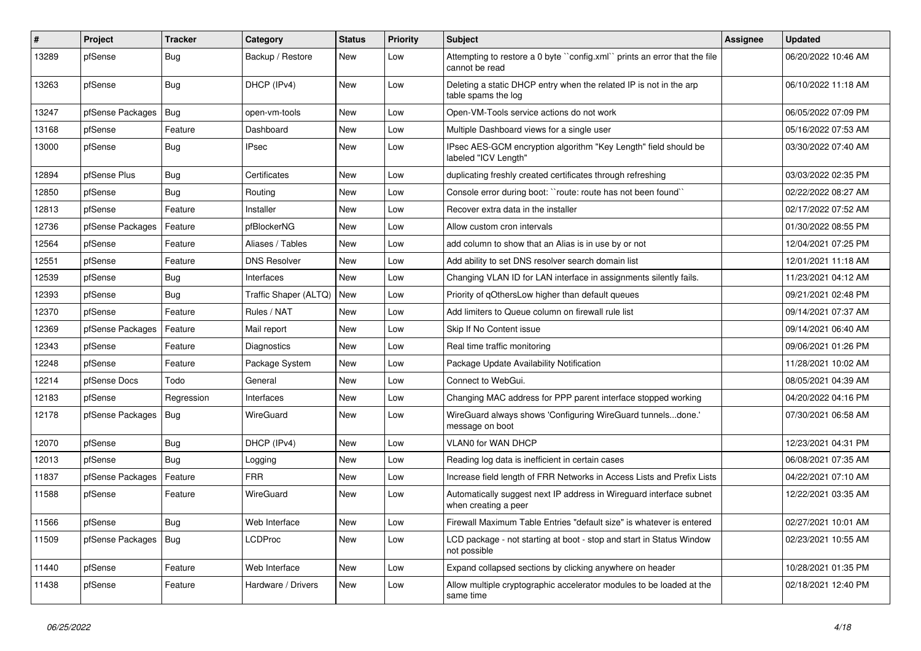| # | Project | Tracker | Category | Status | Priority | Subject | Assignee | Updated |
|---|---|---|---|---|---|---|---|---|
| 13289 | pfSense | Bug | Backup / Restore | New | Low | Attempting to restore a 0 byte ``config.xml`` prints an error that the file cannot be read | | 06/20/2022 10:46 AM |
| 13263 | pfSense | Bug | DHCP (IPv4) | New | Low | Deleting a static DHCP entry when the related IP is not in the arp table spams the log | | 06/10/2022 11:18 AM |
| 13247 | pfSense Packages | Bug | open-vm-tools | New | Low | Open-VM-Tools service actions do not work | | 06/05/2022 07:09 PM |
| 13168 | pfSense | Feature | Dashboard | New | Low | Multiple Dashboard views for a single user | | 05/16/2022 07:53 AM |
| 13000 | pfSense | Bug | IPsec | New | Low | IPsec AES-GCM encryption algorithm "Key Length" field should be labeled "ICV Length" | | 03/30/2022 07:40 AM |
| 12894 | pfSense Plus | Bug | Certificates | New | Low | duplicating freshly created certificates through refreshing | | 03/03/2022 02:35 PM |
| 12850 | pfSense | Bug | Routing | New | Low | Console error during boot: ``route: route has not been found`` | | 02/22/2022 08:27 AM |
| 12813 | pfSense | Feature | Installer | New | Low | Recover extra data in the installer | | 02/17/2022 07:52 AM |
| 12736 | pfSense Packages | Feature | pfBlockerNG | New | Low | Allow custom cron intervals | | 01/30/2022 08:55 PM |
| 12564 | pfSense | Feature | Aliases / Tables | New | Low | add column to show that an Alias is in use by or not | | 12/04/2021 07:25 PM |
| 12551 | pfSense | Feature | DNS Resolver | New | Low | Add ability to set DNS resolver search domain list | | 12/01/2021 11:18 AM |
| 12539 | pfSense | Bug | Interfaces | New | Low | Changing VLAN ID for LAN interface in assignments silently fails. | | 11/23/2021 04:12 AM |
| 12393 | pfSense | Bug | Traffic Shaper (ALTQ) | New | Low | Priority of qOthersLow higher than default queues | | 09/21/2021 02:48 PM |
| 12370 | pfSense | Feature | Rules / NAT | New | Low | Add limiters to Queue column on firewall rule list | | 09/14/2021 07:37 AM |
| 12369 | pfSense Packages | Feature | Mail report | New | Low | Skip If No Content issue | | 09/14/2021 06:40 AM |
| 12343 | pfSense | Feature | Diagnostics | New | Low | Real time traffic monitoring | | 09/06/2021 01:26 PM |
| 12248 | pfSense | Feature | Package System | New | Low | Package Update Availability Notification | | 11/28/2021 10:02 AM |
| 12214 | pfSense Docs | Todo | General | New | Low | Connect to WebGui. | | 08/05/2021 04:39 AM |
| 12183 | pfSense | Regression | Interfaces | New | Low | Changing MAC address for PPP parent interface stopped working | | 04/20/2022 04:16 PM |
| 12178 | pfSense Packages | Bug | WireGuard | New | Low | WireGuard always shows 'Configuring WireGuard tunnels...done.' message on boot | | 07/30/2021 06:58 AM |
| 12070 | pfSense | Bug | DHCP (IPv4) | New | Low | VLAN0 for WAN DHCP | | 12/23/2021 04:31 PM |
| 12013 | pfSense | Bug | Logging | New | Low | Reading log data is inefficient in certain cases | | 06/08/2021 07:35 AM |
| 11837 | pfSense Packages | Feature | FRR | New | Low | Increase field length of FRR Networks in Access Lists and Prefix Lists | | 04/22/2021 07:10 AM |
| 11588 | pfSense | Feature | WireGuard | New | Low | Automatically suggest next IP address in Wireguard interface subnet when creating a peer | | 12/22/2021 03:35 AM |
| 11566 | pfSense | Bug | Web Interface | New | Low | Firewall Maximum Table Entries "default size" is whatever is entered | | 02/27/2021 10:01 AM |
| 11509 | pfSense Packages | Bug | LCDProc | New | Low | LCD package - not starting at boot - stop and start in Status Window not possible | | 02/23/2021 10:55 AM |
| 11440 | pfSense | Feature | Web Interface | New | Low | Expand collapsed sections by clicking anywhere on header | | 10/28/2021 01:35 PM |
| 11438 | pfSense | Feature | Hardware / Drivers | New | Low | Allow multiple cryptographic accelerator modules to be loaded at the same time | | 02/18/2021 12:40 PM |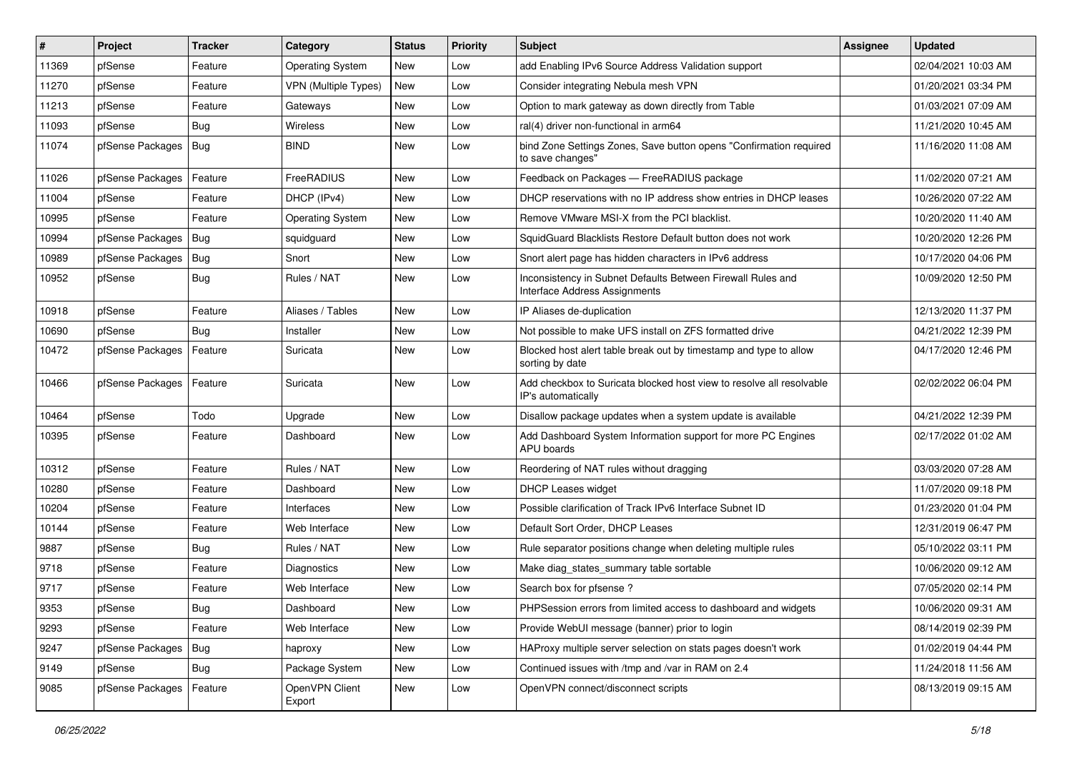| # | Project | Tracker | Category | Status | Priority | Subject | Assignee | Updated |
|---|---|---|---|---|---|---|---|---|
| 11369 | pfSense | Feature | Operating System | New | Low | add Enabling IPv6 Source Address Validation support | | 02/04/2021 10:03 AM |
| 11270 | pfSense | Feature | VPN (Multiple Types) | New | Low | Consider integrating Nebula mesh VPN | | 01/20/2021 03:34 PM |
| 11213 | pfSense | Feature | Gateways | New | Low | Option to mark gateway as down directly from Table | | 01/03/2021 07:09 AM |
| 11093 | pfSense | Bug | Wireless | New | Low | ral(4) driver non-functional in arm64 | | 11/21/2020 10:45 AM |
| 11074 | pfSense Packages | Bug | BIND | New | Low | bind Zone Settings Zones, Save button opens "Confirmation required to save changes" | | 11/16/2020 11:08 AM |
| 11026 | pfSense Packages | Feature | FreeRADIUS | New | Low | Feedback on Packages — FreeRADIUS package | | 11/02/2020 07:21 AM |
| 11004 | pfSense | Feature | DHCP (IPv4) | New | Low | DHCP reservations with no IP address show entries in DHCP leases | | 10/26/2020 07:22 AM |
| 10995 | pfSense | Feature | Operating System | New | Low | Remove VMware MSI-X from the PCI blacklist. | | 10/20/2020 11:40 AM |
| 10994 | pfSense Packages | Bug | squidguard | New | Low | SquidGuard Blacklists Restore Default button does not work | | 10/20/2020 12:26 PM |
| 10989 | pfSense Packages | Bug | Snort | New | Low | Snort alert page has hidden characters in IPv6 address | | 10/17/2020 04:06 PM |
| 10952 | pfSense | Bug | Rules / NAT | New | Low | Inconsistency in Subnet Defaults Between Firewall Rules and Interface Address Assignments | | 10/09/2020 12:50 PM |
| 10918 | pfSense | Feature | Aliases / Tables | New | Low | IP Aliases de-duplication | | 12/13/2020 11:37 PM |
| 10690 | pfSense | Bug | Installer | New | Low | Not possible to make UFS install on ZFS formatted drive | | 04/21/2022 12:39 PM |
| 10472 | pfSense Packages | Feature | Suricata | New | Low | Blocked host alert table break out by timestamp and type to allow sorting by date | | 04/17/2020 12:46 PM |
| 10466 | pfSense Packages | Feature | Suricata | New | Low | Add checkbox to Suricata blocked host view to resolve all resolvable IP's automatically | | 02/02/2022 06:04 PM |
| 10464 | pfSense | Todo | Upgrade | New | Low | Disallow package updates when a system update is available | | 04/21/2022 12:39 PM |
| 10395 | pfSense | Feature | Dashboard | New | Low | Add Dashboard System Information support for more PC Engines APU boards | | 02/17/2022 01:02 AM |
| 10312 | pfSense | Feature | Rules / NAT | New | Low | Reordering of NAT rules without dragging | | 03/03/2020 07:28 AM |
| 10280 | pfSense | Feature | Dashboard | New | Low | DHCP Leases widget | | 11/07/2020 09:18 PM |
| 10204 | pfSense | Feature | Interfaces | New | Low | Possible clarification of Track IPv6 Interface Subnet ID | | 01/23/2020 01:04 PM |
| 10144 | pfSense | Feature | Web Interface | New | Low | Default Sort Order, DHCP Leases | | 12/31/2019 06:47 PM |
| 9887 | pfSense | Bug | Rules / NAT | New | Low | Rule separator positions change when deleting multiple rules | | 05/10/2022 03:11 PM |
| 9718 | pfSense | Feature | Diagnostics | New | Low | Make diag_states_summary table sortable | | 10/06/2020 09:12 AM |
| 9717 | pfSense | Feature | Web Interface | New | Low | Search box for pfsense ? | | 07/05/2020 02:14 PM |
| 9353 | pfSense | Bug | Dashboard | New | Low | PHPSession errors from limited access to dashboard and widgets | | 10/06/2020 09:31 AM |
| 9293 | pfSense | Feature | Web Interface | New | Low | Provide WebUI message (banner) prior to login | | 08/14/2019 02:39 PM |
| 9247 | pfSense Packages | Bug | haproxy | New | Low | HAProxy multiple server selection on stats pages doesn't work | | 01/02/2019 04:44 PM |
| 9149 | pfSense | Bug | Package System | New | Low | Continued issues with /tmp and /var in RAM on 2.4 | | 11/24/2018 11:56 AM |
| 9085 | pfSense Packages | Feature | OpenVPN Client Export | New | Low | OpenVPN connect/disconnect scripts | | 08/13/2019 09:15 AM |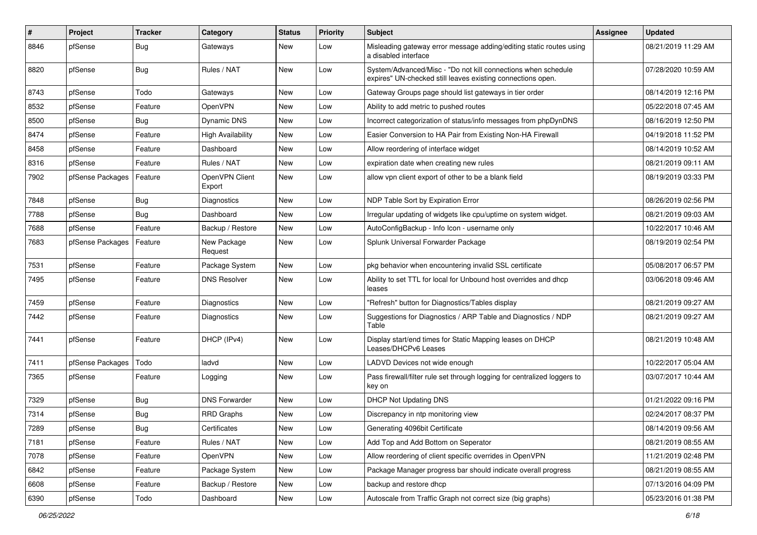| # | Project | Tracker | Category | Status | Priority | Subject | Assignee | Updated |
|---|---|---|---|---|---|---|---|---|
| 8846 | pfSense | Bug | Gateways | New | Low | Misleading gateway error message adding/editing static routes using a disabled interface | | 08/21/2019 11:29 AM |
| 8820 | pfSense | Bug | Rules / NAT | New | Low | System/Advanced/Misc - "Do not kill connections when schedule expires" UN-checked still leaves existing connections open. | | 07/28/2020 10:59 AM |
| 8743 | pfSense | Todo | Gateways | New | Low | Gateway Groups page should list gateways in tier order | | 08/14/2019 12:16 PM |
| 8532 | pfSense | Feature | OpenVPN | New | Low | Ability to add metric to pushed routes | | 05/22/2018 07:45 AM |
| 8500 | pfSense | Bug | Dynamic DNS | New | Low | Incorrect categorization of status/info messages from phpDynDNS | | 08/16/2019 12:50 PM |
| 8474 | pfSense | Feature | High Availability | New | Low | Easier Conversion to HA Pair from Existing Non-HA Firewall | | 04/19/2018 11:52 PM |
| 8458 | pfSense | Feature | Dashboard | New | Low | Allow reordering of interface widget | | 08/14/2019 10:52 AM |
| 8316 | pfSense | Feature | Rules / NAT | New | Low | expiration date when creating new rules | | 08/21/2019 09:11 AM |
| 7902 | pfSense Packages | Feature | OpenVPN Client Export | New | Low | allow vpn client export of other to be a blank field | | 08/19/2019 03:33 PM |
| 7848 | pfSense | Bug | Diagnostics | New | Low | NDP Table Sort by Expiration Error | | 08/26/2019 02:56 PM |
| 7788 | pfSense | Bug | Dashboard | New | Low | Irregular updating of widgets like cpu/uptime on system widget. | | 08/21/2019 09:03 AM |
| 7688 | pfSense | Feature | Backup / Restore | New | Low | AutoConfigBackup - Info Icon - username only | | 10/22/2017 10:46 AM |
| 7683 | pfSense Packages | Feature | New Package Request | New | Low | Splunk Universal Forwarder Package | | 08/19/2019 02:54 PM |
| 7531 | pfSense | Feature | Package System | New | Low | pkg behavior when encountering invalid SSL certificate | | 05/08/2017 06:57 PM |
| 7495 | pfSense | Feature | DNS Resolver | New | Low | Ability to set TTL for local for Unbound host overrides and dhcp leases | | 03/06/2018 09:46 AM |
| 7459 | pfSense | Feature | Diagnostics | New | Low | "Refresh" button for Diagnostics/Tables display | | 08/21/2019 09:27 AM |
| 7442 | pfSense | Feature | Diagnostics | New | Low | Suggestions for Diagnostics / ARP Table and Diagnostics / NDP Table | | 08/21/2019 09:27 AM |
| 7441 | pfSense | Feature | DHCP (IPv4) | New | Low | Display start/end times for Static Mapping leases on DHCP Leases/DHCPv6 Leases | | 08/21/2019 10:48 AM |
| 7411 | pfSense Packages | Todo | ladvd | New | Low | LADVD Devices not wide enough | | 10/22/2017 05:04 AM |
| 7365 | pfSense | Feature | Logging | New | Low | Pass firewall/filter rule set through logging for centralized loggers to key on | | 03/07/2017 10:44 AM |
| 7329 | pfSense | Bug | DNS Forwarder | New | Low | DHCP Not Updating DNS | | 01/21/2022 09:16 PM |
| 7314 | pfSense | Bug | RRD Graphs | New | Low | Discrepancy in ntp monitoring view | | 02/24/2017 08:37 PM |
| 7289 | pfSense | Bug | Certificates | New | Low | Generating 4096bit Certificate | | 08/14/2019 09:56 AM |
| 7181 | pfSense | Feature | Rules / NAT | New | Low | Add Top and Add Bottom on Seperator | | 08/21/2019 08:55 AM |
| 7078 | pfSense | Feature | OpenVPN | New | Low | Allow reordering of client specific overrides in OpenVPN | | 11/21/2019 02:48 PM |
| 6842 | pfSense | Feature | Package System | New | Low | Package Manager progress bar should indicate overall progress | | 08/21/2019 08:55 AM |
| 6608 | pfSense | Feature | Backup / Restore | New | Low | backup and restore dhcp | | 07/13/2016 04:09 PM |
| 6390 | pfSense | Todo | Dashboard | New | Low | Autoscale from Traffic Graph not correct size (big graphs) | | 05/23/2016 01:38 PM |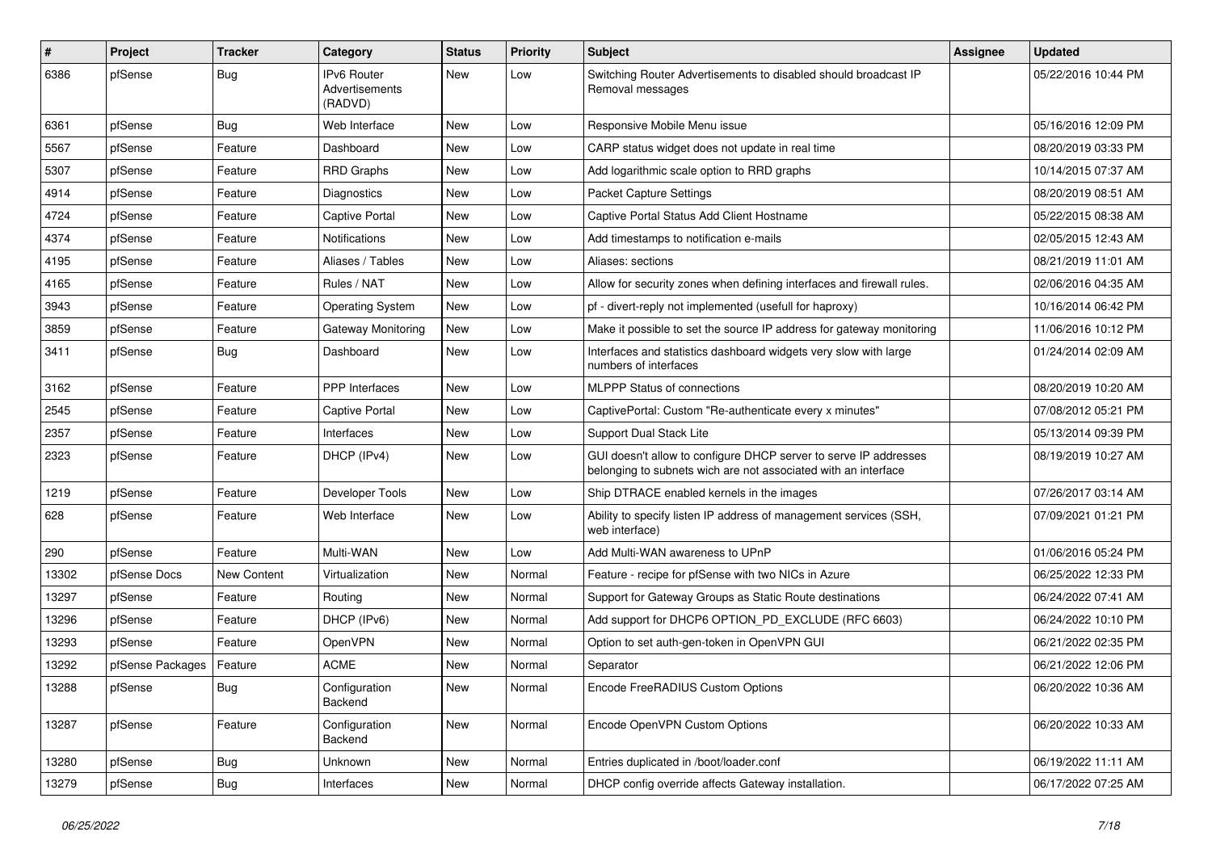| # | Project | Tracker | Category | Status | Priority | Subject | Assignee | Updated |
|---|---|---|---|---|---|---|---|---|
| 6386 | pfSense | Bug | IPv6 Router Advertisements (RADVD) | New | Low | Switching Router Advertisements to disabled should broadcast IP Removal messages | | 05/22/2016 10:44 PM |
| 6361 | pfSense | Bug | Web Interface | New | Low | Responsive Mobile Menu issue | | 05/16/2016 12:09 PM |
| 5567 | pfSense | Feature | Dashboard | New | Low | CARP status widget does not update in real time | | 08/20/2019 03:33 PM |
| 5307 | pfSense | Feature | RRD Graphs | New | Low | Add logarithmic scale option to RRD graphs | | 10/14/2015 07:37 AM |
| 4914 | pfSense | Feature | Diagnostics | New | Low | Packet Capture Settings | | 08/20/2019 08:51 AM |
| 4724 | pfSense | Feature | Captive Portal | New | Low | Captive Portal Status Add Client Hostname | | 05/22/2015 08:38 AM |
| 4374 | pfSense | Feature | Notifications | New | Low | Add timestamps to notification e-mails | | 02/05/2015 12:43 AM |
| 4195 | pfSense | Feature | Aliases / Tables | New | Low | Aliases: sections | | 08/21/2019 11:01 AM |
| 4165 | pfSense | Feature | Rules / NAT | New | Low | Allow for security zones when defining interfaces and firewall rules. | | 02/06/2016 04:35 AM |
| 3943 | pfSense | Feature | Operating System | New | Low | pf - divert-reply not implemented (usefull for haproxy) | | 10/16/2014 06:42 PM |
| 3859 | pfSense | Feature | Gateway Monitoring | New | Low | Make it possible to set the source IP address for gateway monitoring | | 11/06/2016 10:12 PM |
| 3411 | pfSense | Bug | Dashboard | New | Low | Interfaces and statistics dashboard widgets very slow with large numbers of interfaces | | 01/24/2014 02:09 AM |
| 3162 | pfSense | Feature | PPP Interfaces | New | Low | MLPPP Status of connections | | 08/20/2019 10:20 AM |
| 2545 | pfSense | Feature | Captive Portal | New | Low | CaptivePortal: Custom "Re-authenticate every x minutes" | | 07/08/2012 05:21 PM |
| 2357 | pfSense | Feature | Interfaces | New | Low | Support Dual Stack Lite | | 05/13/2014 09:39 PM |
| 2323 | pfSense | Feature | DHCP (IPv4) | New | Low | GUI doesn't allow to configure DHCP server to serve IP addresses belonging to subnets wich are not associated with an interface | | 08/19/2019 10:27 AM |
| 1219 | pfSense | Feature | Developer Tools | New | Low | Ship DTRACE enabled kernels in the images | | 07/26/2017 03:14 AM |
| 628 | pfSense | Feature | Web Interface | New | Low | Ability to specify listen IP address of management services (SSH, web interface) | | 07/09/2021 01:21 PM |
| 290 | pfSense | Feature | Multi-WAN | New | Low | Add Multi-WAN awareness to UPnP | | 01/06/2016 05:24 PM |
| 13302 | pfSense Docs | New Content | Virtualization | New | Normal | Feature - recipe for pfSense with two NICs in Azure | | 06/25/2022 12:33 PM |
| 13297 | pfSense | Feature | Routing | New | Normal | Support for Gateway Groups as Static Route destinations | | 06/24/2022 07:41 AM |
| 13296 | pfSense | Feature | DHCP (IPv6) | New | Normal | Add support for DHCP6 OPTION_PD_EXCLUDE (RFC 6603) | | 06/24/2022 10:10 PM |
| 13293 | pfSense | Feature | OpenVPN | New | Normal | Option to set auth-gen-token in OpenVPN GUI | | 06/21/2022 02:35 PM |
| 13292 | pfSense Packages | Feature | ACME | New | Normal | Separator | | 06/21/2022 12:06 PM |
| 13288 | pfSense | Bug | Configuration Backend | New | Normal | Encode FreeRADIUS Custom Options | | 06/20/2022 10:36 AM |
| 13287 | pfSense | Feature | Configuration Backend | New | Normal | Encode OpenVPN Custom Options | | 06/20/2022 10:33 AM |
| 13280 | pfSense | Bug | Unknown | New | Normal | Entries duplicated in /boot/loader.conf | | 06/19/2022 11:11 AM |
| 13279 | pfSense | Bug | Interfaces | New | Normal | DHCP config override affects Gateway installation. | | 06/17/2022 07:25 AM |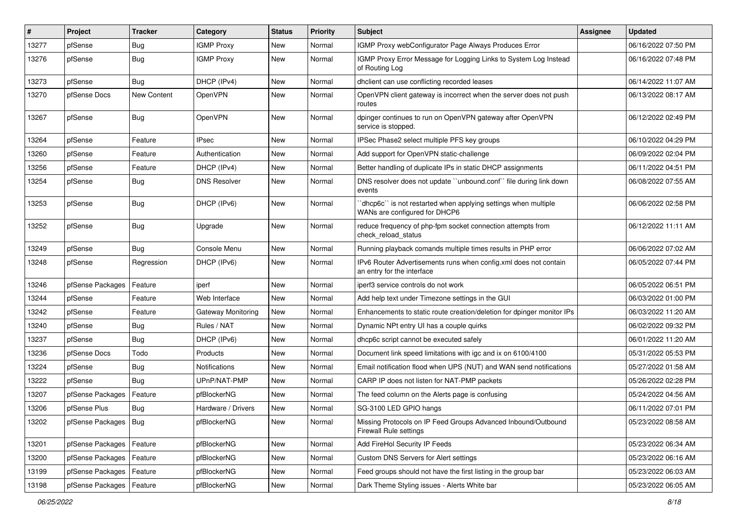| # | Project | Tracker | Category | Status | Priority | Subject | Assignee | Updated |
|---|---|---|---|---|---|---|---|---|
| 13277 | pfSense | Bug | IGMP Proxy | New | Normal | IGMP Proxy webConfigurator Page Always Produces Error | | 06/16/2022 07:50 PM |
| 13276 | pfSense | Bug | IGMP Proxy | New | Normal | IGMP Proxy Error Message for Logging Links to System Log Instead of Routing Log | | 06/16/2022 07:48 PM |
| 13273 | pfSense | Bug | DHCP (IPv4) | New | Normal | dhclient can use conflicting recorded leases | | 06/14/2022 11:07 AM |
| 13270 | pfSense Docs | New Content | OpenVPN | New | Normal | OpenVPN client gateway is incorrect when the server does not push routes | | 06/13/2022 08:17 AM |
| 13267 | pfSense | Bug | OpenVPN | New | Normal | dpinger continues to run on OpenVPN gateway after OpenVPN service is stopped. | | 06/12/2022 02:49 PM |
| 13264 | pfSense | Feature | IPsec | New | Normal | IPSec Phase2 select multiple PFS key groups | | 06/10/2022 04:29 PM |
| 13260 | pfSense | Feature | Authentication | New | Normal | Add support for OpenVPN static-challenge | | 06/09/2022 02:04 PM |
| 13256 | pfSense | Feature | DHCP (IPv4) | New | Normal | Better handling of duplicate IPs in static DHCP assignments | | 06/11/2022 04:51 PM |
| 13254 | pfSense | Bug | DNS Resolver | New | Normal | DNS resolver does not update ``unbound.conf`` file during link down events | | 06/08/2022 07:55 AM |
| 13253 | pfSense | Bug | DHCP (IPv6) | New | Normal | ``dhcp6c`` is not restarted when applying settings when multiple WANs are configured for DHCP6 | | 06/06/2022 02:58 PM |
| 13252 | pfSense | Bug | Upgrade | New | Normal | reduce frequency of php-fpm socket connection attempts from check_reload_status | | 06/12/2022 11:11 AM |
| 13249 | pfSense | Bug | Console Menu | New | Normal | Running playback comands multiple times results in PHP error | | 06/06/2022 07:02 AM |
| 13248 | pfSense | Regression | DHCP (IPv6) | New | Normal | IPv6 Router Advertisements runs when config.xml does not contain an entry for the interface | | 06/05/2022 07:44 PM |
| 13246 | pfSense Packages | Feature | iperf | New | Normal | iperf3 service controls do not work | | 06/05/2022 06:51 PM |
| 13244 | pfSense | Feature | Web Interface | New | Normal | Add help text under Timezone settings in the GUI | | 06/03/2022 01:00 PM |
| 13242 | pfSense | Feature | Gateway Monitoring | New | Normal | Enhancements to static route creation/deletion for dpinger monitor IPs | | 06/03/2022 11:20 AM |
| 13240 | pfSense | Bug | Rules / NAT | New | Normal | Dynamic NPt entry UI has a couple quirks | | 06/02/2022 09:32 PM |
| 13237 | pfSense | Bug | DHCP (IPv6) | New | Normal | dhcp6c script cannot be executed safely | | 06/01/2022 11:20 AM |
| 13236 | pfSense Docs | Todo | Products | New | Normal | Document link speed limitations with igc and ix on 6100/4100 | | 05/31/2022 05:53 PM |
| 13224 | pfSense | Bug | Notifications | New | Normal | Email notification flood when UPS (NUT) and WAN send notifications | | 05/27/2022 01:58 AM |
| 13222 | pfSense | Bug | UPnP/NAT-PMP | New | Normal | CARP IP does not listen for NAT-PMP packets | | 05/26/2022 02:28 PM |
| 13207 | pfSense Packages | Feature | pfBlockerNG | New | Normal | The feed column on the Alerts page is confusing | | 05/24/2022 04:56 AM |
| 13206 | pfSense Plus | Bug | Hardware / Drivers | New | Normal | SG-3100 LED GPIO hangs | | 06/11/2022 07:01 PM |
| 13202 | pfSense Packages | Bug | pfBlockerNG | New | Normal | Missing Protocols on IP Feed Groups Advanced Inbound/Outbound Firewall Rule settings | | 05/23/2022 08:58 AM |
| 13201 | pfSense Packages | Feature | pfBlockerNG | New | Normal | Add FireHol Security IP Feeds | | 05/23/2022 06:34 AM |
| 13200 | pfSense Packages | Feature | pfBlockerNG | New | Normal | Custom DNS Servers for Alert settings | | 05/23/2022 06:16 AM |
| 13199 | pfSense Packages | Feature | pfBlockerNG | New | Normal | Feed groups should not have the first listing in the group bar | | 05/23/2022 06:03 AM |
| 13198 | pfSense Packages | Feature | pfBlockerNG | New | Normal | Dark Theme Styling issues - Alerts White bar | | 05/23/2022 06:05 AM |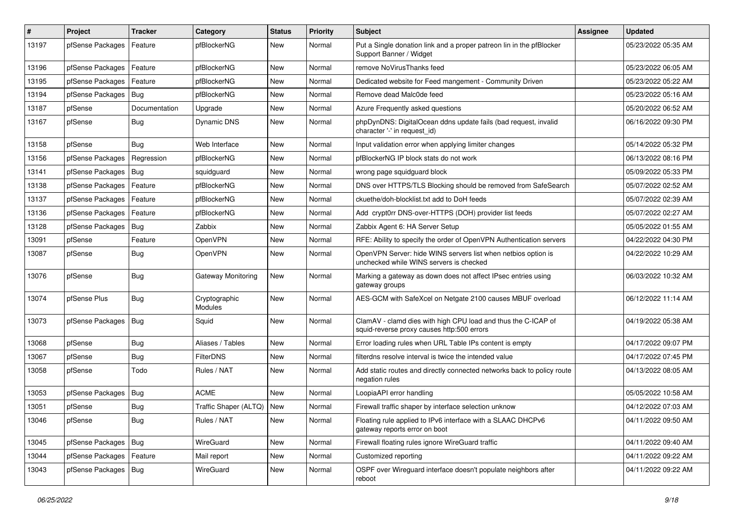| # | Project | Tracker | Category | Status | Priority | Subject | Assignee | Updated |
|---|---|---|---|---|---|---|---|---|
| 13197 | pfSense Packages | Feature | pfBlockerNG | New | Normal | Put a Single donation link and a proper patreon lin in the pfBlocker Support Banner / Widget | | 05/23/2022 05:35 AM |
| 13196 | pfSense Packages | Feature | pfBlockerNG | New | Normal | remove NoVirusThanks feed | | 05/23/2022 06:05 AM |
| 13195 | pfSense Packages | Feature | pfBlockerNG | New | Normal | Dedicated website for Feed mangement - Community Driven | | 05/23/2022 05:22 AM |
| 13194 | pfSense Packages | Bug | pfBlockerNG | New | Normal | Remove dead Malc0de feed | | 05/23/2022 05:16 AM |
| 13187 | pfSense | Documentation | Upgrade | New | Normal | Azure Frequently asked questions | | 05/20/2022 06:52 AM |
| 13167 | pfSense | Bug | Dynamic DNS | New | Normal | phpDynDNS: DigitalOcean ddns update fails (bad request, invalid character '-' in request_id) | | 06/16/2022 09:30 PM |
| 13158 | pfSense | Bug | Web Interface | New | Normal | Input validation error when applying limiter changes | | 05/14/2022 05:32 PM |
| 13156 | pfSense Packages | Regression | pfBlockerNG | New | Normal | pfBlockerNG IP block stats do not work | | 06/13/2022 08:16 PM |
| 13141 | pfSense Packages | Bug | squidguard | New | Normal | wrong page squidguard block | | 05/09/2022 05:33 PM |
| 13138 | pfSense Packages | Feature | pfBlockerNG | New | Normal | DNS over HTTPS/TLS Blocking should be removed from SafeSearch | | 05/07/2022 02:52 AM |
| 13137 | pfSense Packages | Feature | pfBlockerNG | New | Normal | ckuethe/doh-blocklist.txt add to DoH feeds | | 05/07/2022 02:39 AM |
| 13136 | pfSense Packages | Feature | pfBlockerNG | New | Normal | Add crypt0rr DNS-over-HTTPS (DOH) provider list feeds | | 05/07/2022 02:27 AM |
| 13128 | pfSense Packages | Bug | Zabbix | New | Normal | Zabbix Agent 6: HA Server Setup | | 05/05/2022 01:55 AM |
| 13091 | pfSense | Feature | OpenVPN | New | Normal | RFE: Ability to specify the order of OpenVPN Authentication servers | | 04/22/2022 04:30 PM |
| 13087 | pfSense | Bug | OpenVPN | New | Normal | OpenVPN Server: hide WINS servers list when netbios option is unchecked while WINS servers is checked | | 04/22/2022 10:29 AM |
| 13076 | pfSense | Bug | Gateway Monitoring | New | Normal | Marking a gateway as down does not affect IPsec entries using gateway groups | | 06/03/2022 10:32 AM |
| 13074 | pfSense Plus | Bug | Cryptographic Modules | New | Normal | AES-GCM with SafeXcel on Netgate 2100 causes MBUF overload | | 06/12/2022 11:14 AM |
| 13073 | pfSense Packages | Bug | Squid | New | Normal | ClamAV - clamd dies with high CPU load and thus the C-ICAP of squid-reverse proxy causes http:500 errors | | 04/19/2022 05:38 AM |
| 13068 | pfSense | Bug | Aliases / Tables | New | Normal | Error loading rules when URL Table IPs content is empty | | 04/17/2022 09:07 PM |
| 13067 | pfSense | Bug | FilterDNS | New | Normal | filterdns resolve interval is twice the intended value | | 04/17/2022 07:45 PM |
| 13058 | pfSense | Todo | Rules / NAT | New | Normal | Add static routes and directly connected networks back to policy route negation rules | | 04/13/2022 08:05 AM |
| 13053 | pfSense Packages | Bug | ACME | New | Normal | LoopiaAPI error handling | | 05/05/2022 10:58 AM |
| 13051 | pfSense | Bug | Traffic Shaper (ALTQ) | New | Normal | Firewall traffic shaper by interface selection unknow | | 04/12/2022 07:03 AM |
| 13046 | pfSense | Bug | Rules / NAT | New | Normal | Floating rule applied to IPv6 interface with a SLAAC DHCPv6 gateway reports error on boot | | 04/11/2022 09:50 AM |
| 13045 | pfSense Packages | Bug | WireGuard | New | Normal | Firewall floating rules ignore WireGuard traffic | | 04/11/2022 09:40 AM |
| 13044 | pfSense Packages | Feature | Mail report | New | Normal | Customized reporting | | 04/11/2022 09:22 AM |
| 13043 | pfSense Packages | Bug | WireGuard | New | Normal | OSPF over Wireguard interface doesn't populate neighbors after reboot | | 04/11/2022 09:22 AM |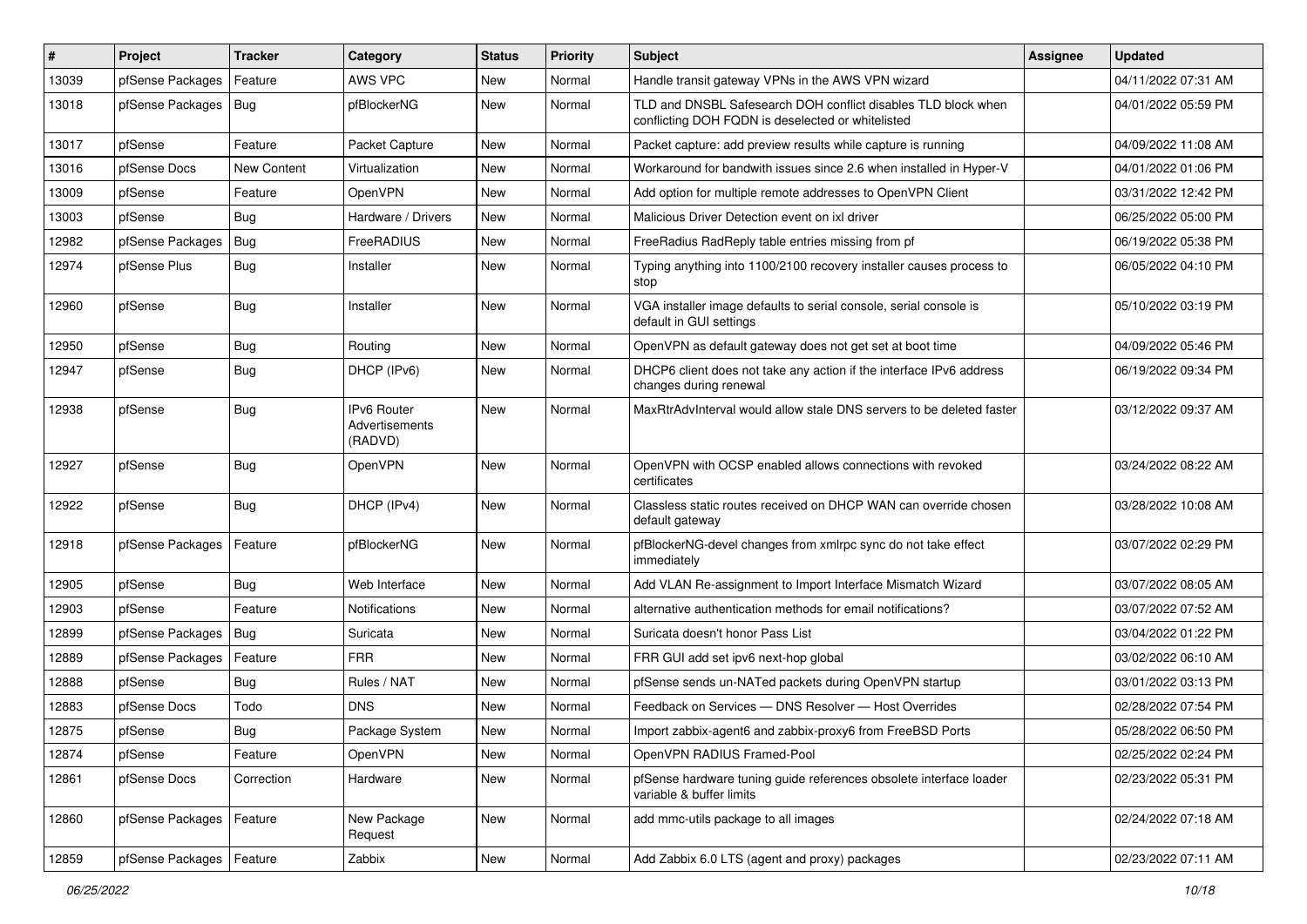| # | Project | Tracker | Category | Status | Priority | Subject | Assignee | Updated |
|---|---|---|---|---|---|---|---|---|
| 13039 | pfSense Packages | Feature | AWS VPC | New | Normal | Handle transit gateway VPNs in the AWS VPN wizard | | 04/11/2022 07:31 AM |
| 13018 | pfSense Packages | Bug | pfBlockerNG | New | Normal | TLD and DNSBL Safesearch DOH conflict disables TLD block when conflicting DOH FQDN is deselected or whitelisted | | 04/01/2022 05:59 PM |
| 13017 | pfSense | Feature | Packet Capture | New | Normal | Packet capture: add preview results while capture is running | | 04/09/2022 11:08 AM |
| 13016 | pfSense Docs | New Content | Virtualization | New | Normal | Workaround for bandwith issues since 2.6 when installed in Hyper-V | | 04/01/2022 01:06 PM |
| 13009 | pfSense | Feature | OpenVPN | New | Normal | Add option for multiple remote addresses to OpenVPN Client | | 03/31/2022 12:42 PM |
| 13003 | pfSense | Bug | Hardware / Drivers | New | Normal | Malicious Driver Detection event on ixl driver | | 06/25/2022 05:00 PM |
| 12982 | pfSense Packages | Bug | FreeRADIUS | New | Normal | FreeRadius RadReply table entries missing from pf | | 06/19/2022 05:38 PM |
| 12974 | pfSense Plus | Bug | Installer | New | Normal | Typing anything into 1100/2100 recovery installer causes process to stop | | 06/05/2022 04:10 PM |
| 12960 | pfSense | Bug | Installer | New | Normal | VGA installer image defaults to serial console, serial console is default in GUI settings | | 05/10/2022 03:19 PM |
| 12950 | pfSense | Bug | Routing | New | Normal | OpenVPN as default gateway does not get set at boot time | | 04/09/2022 05:46 PM |
| 12947 | pfSense | Bug | DHCP (IPv6) | New | Normal | DHCP6 client does not take any action if the interface IPv6 address changes during renewal | | 06/19/2022 09:34 PM |
| 12938 | pfSense | Bug | IPv6 Router Advertisements (RADVD) | New | Normal | MaxRtrAdvInterval would allow stale DNS servers to be deleted faster | | 03/12/2022 09:37 AM |
| 12927 | pfSense | Bug | OpenVPN | New | Normal | OpenVPN with OCSP enabled allows connections with revoked certificates | | 03/24/2022 08:22 AM |
| 12922 | pfSense | Bug | DHCP (IPv4) | New | Normal | Classless static routes received on DHCP WAN can override chosen default gateway | | 03/28/2022 10:08 AM |
| 12918 | pfSense Packages | Feature | pfBlockerNG | New | Normal | pfBlockerNG-devel changes from xmlrpc sync do not take effect immediately | | 03/07/2022 02:29 PM |
| 12905 | pfSense | Bug | Web Interface | New | Normal | Add VLAN Re-assignment to Import Interface Mismatch Wizard | | 03/07/2022 08:05 AM |
| 12903 | pfSense | Feature | Notifications | New | Normal | alternative authentication methods for email notifications? | | 03/07/2022 07:52 AM |
| 12899 | pfSense Packages | Bug | Suricata | New | Normal | Suricata doesn't honor Pass List | | 03/04/2022 01:22 PM |
| 12889 | pfSense Packages | Feature | FRR | New | Normal | FRR GUI add set ipv6 next-hop global | | 03/02/2022 06:10 AM |
| 12888 | pfSense | Bug | Rules / NAT | New | Normal | pfSense sends un-NATed packets during OpenVPN startup | | 03/01/2022 03:13 PM |
| 12883 | pfSense Docs | Todo | DNS | New | Normal | Feedback on Services — DNS Resolver — Host Overrides | | 02/28/2022 07:54 PM |
| 12875 | pfSense | Bug | Package System | New | Normal | Import zabbix-agent6 and zabbix-proxy6 from FreeBSD Ports | | 05/28/2022 06:50 PM |
| 12874 | pfSense | Feature | OpenVPN | New | Normal | OpenVPN RADIUS Framed-Pool | | 02/25/2022 02:24 PM |
| 12861 | pfSense Docs | Correction | Hardware | New | Normal | pfSense hardware tuning guide references obsolete interface loader variable & buffer limits | | 02/23/2022 05:31 PM |
| 12860 | pfSense Packages | Feature | New Package Request | New | Normal | add mmc-utils package to all images | | 02/24/2022 07:18 AM |
| 12859 | pfSense Packages | Feature | Zabbix | New | Normal | Add Zabbix 6.0 LTS (agent and proxy) packages | | 02/23/2022 07:11 AM |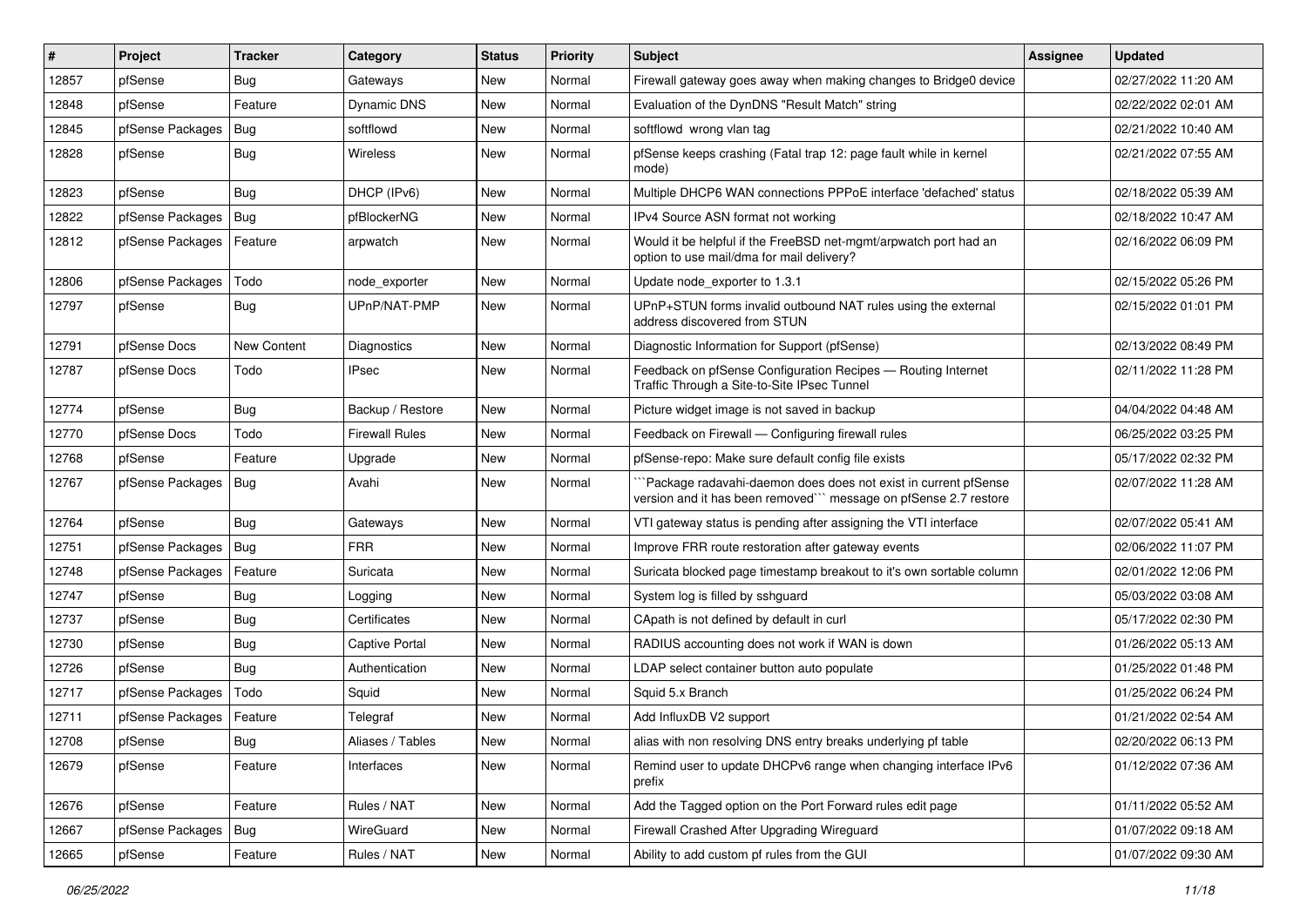| # | Project | Tracker | Category | Status | Priority | Subject | Assignee | Updated |
|---|---|---|---|---|---|---|---|---|
| 12857 | pfSense | Bug | Gateways | New | Normal | Firewall gateway goes away when making changes to Bridge0 device | | 02/27/2022 11:20 AM |
| 12848 | pfSense | Feature | Dynamic DNS | New | Normal | Evaluation of the DynDNS "Result Match" string | | 02/22/2022 02:01 AM |
| 12845 | pfSense Packages | Bug | softflowd | New | Normal | softflowd wrong vlan tag | | 02/21/2022 10:40 AM |
| 12828 | pfSense | Bug | Wireless | New | Normal | pfSense keeps crashing (Fatal trap 12: page fault while in kernel mode) | | 02/21/2022 07:55 AM |
| 12823 | pfSense | Bug | DHCP (IPv6) | New | Normal | Multiple DHCP6 WAN connections PPPoE interface 'defached' status | | 02/18/2022 05:39 AM |
| 12822 | pfSense Packages | Bug | pfBlockerNG | New | Normal | IPv4 Source ASN format not working | | 02/18/2022 10:47 AM |
| 12812 | pfSense Packages | Feature | arpwatch | New | Normal | Would it be helpful if the FreeBSD net-mgmt/arpwatch port had an option to use mail/dma for mail delivery? | | 02/16/2022 06:09 PM |
| 12806 | pfSense Packages | Todo | node_exporter | New | Normal | Update node_exporter to 1.3.1 | | 02/15/2022 05:26 PM |
| 12797 | pfSense | Bug | UPnP/NAT-PMP | New | Normal | UPnP+STUN forms invalid outbound NAT rules using the external address discovered from STUN | | 02/15/2022 01:01 PM |
| 12791 | pfSense Docs | New Content | Diagnostics | New | Normal | Diagnostic Information for Support (pfSense) | | 02/13/2022 08:49 PM |
| 12787 | pfSense Docs | Todo | IPsec | New | Normal | Feedback on pfSense Configuration Recipes — Routing Internet Traffic Through a Site-to-Site IPsec Tunnel | | 02/11/2022 11:28 PM |
| 12774 | pfSense | Bug | Backup / Restore | New | Normal | Picture widget image is not saved in backup | | 04/04/2022 04:48 AM |
| 12770 | pfSense Docs | Todo | Firewall Rules | New | Normal | Feedback on Firewall — Configuring firewall rules | | 06/25/2022 03:25 PM |
| 12768 | pfSense | Feature | Upgrade | New | Normal | pfSense-repo: Make sure default config file exists | | 05/17/2022 02:32 PM |
| 12767 | pfSense Packages | Bug | Avahi | New | Normal | ```Package radavahi-daemon does does not exist in current pfSense version and it has been removed``` message on pfSense 2.7 restore | | 02/07/2022 11:28 AM |
| 12764 | pfSense | Bug | Gateways | New | Normal | VTI gateway status is pending after assigning the VTI interface | | 02/07/2022 05:41 AM |
| 12751 | pfSense Packages | Bug | FRR | New | Normal | Improve FRR route restoration after gateway events | | 02/06/2022 11:07 PM |
| 12748 | pfSense Packages | Feature | Suricata | New | Normal | Suricata blocked page timestamp breakout to it's own sortable column | | 02/01/2022 12:06 PM |
| 12747 | pfSense | Bug | Logging | New | Normal | System log is filled by sshguard | | 05/03/2022 03:08 AM |
| 12737 | pfSense | Bug | Certificates | New | Normal | CApath is not defined by default in curl | | 05/17/2022 02:30 PM |
| 12730 | pfSense | Bug | Captive Portal | New | Normal | RADIUS accounting does not work if WAN is down | | 01/26/2022 05:13 AM |
| 12726 | pfSense | Bug | Authentication | New | Normal | LDAP select container button auto populate | | 01/25/2022 01:48 PM |
| 12717 | pfSense Packages | Todo | Squid | New | Normal | Squid 5.x Branch | | 01/25/2022 06:24 PM |
| 12711 | pfSense Packages | Feature | Telegraf | New | Normal | Add InfluxDB V2 support | | 01/21/2022 02:54 AM |
| 12708 | pfSense | Bug | Aliases / Tables | New | Normal | alias with non resolving DNS entry breaks underlying pf table | | 02/20/2022 06:13 PM |
| 12679 | pfSense | Feature | Interfaces | New | Normal | Remind user to update DHCPv6 range when changing interface IPv6 prefix | | 01/12/2022 07:36 AM |
| 12676 | pfSense | Feature | Rules / NAT | New | Normal | Add the Tagged option on the Port Forward rules edit page | | 01/11/2022 05:52 AM |
| 12667 | pfSense Packages | Bug | WireGuard | New | Normal | Firewall Crashed After Upgrading Wireguard | | 01/07/2022 09:18 AM |
| 12665 | pfSense | Feature | Rules / NAT | New | Normal | Ability to add custom pf rules from the GUI | | 01/07/2022 09:30 AM |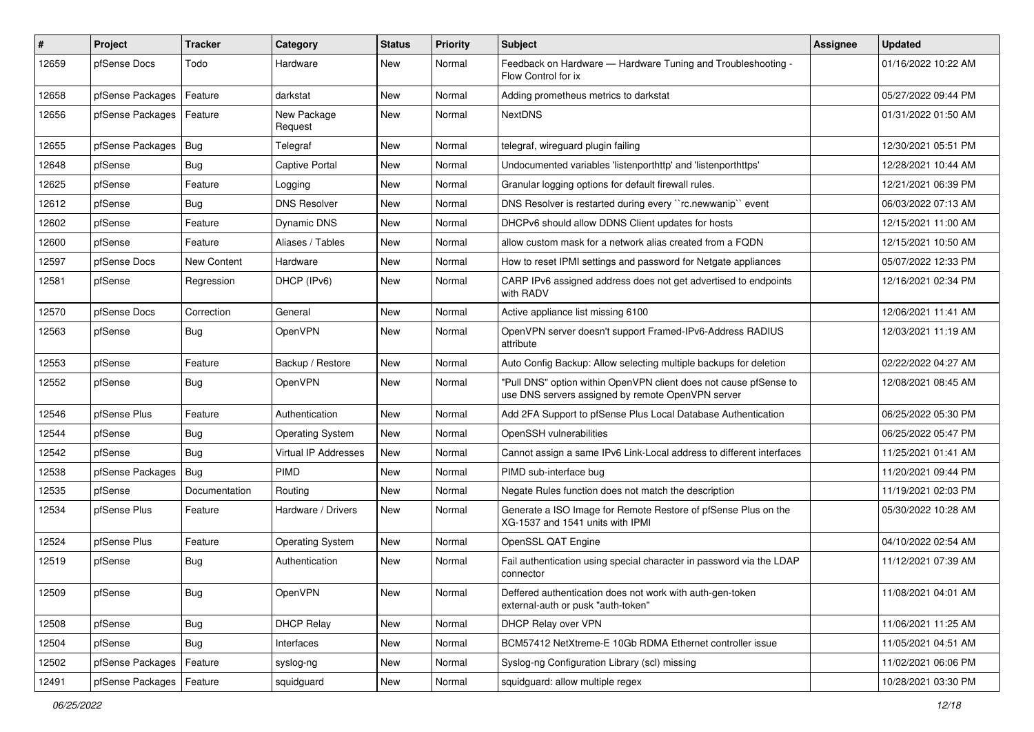| # | Project | Tracker | Category | Status | Priority | Subject | Assignee | Updated |
| --- | --- | --- | --- | --- | --- | --- | --- | --- |
| 12659 | pfSense Docs | Todo | Hardware | New | Normal | Feedback on Hardware — Hardware Tuning and Troubleshooting - Flow Control for ix | | 01/16/2022 10:22 AM |
| 12658 | pfSense Packages | Feature | darkstat | New | Normal | Adding prometheus metrics to darkstat | | 05/27/2022 09:44 PM |
| 12656 | pfSense Packages | Feature | New Package Request | New | Normal | NextDNS | | 01/31/2022 01:50 AM |
| 12655 | pfSense Packages | Bug | Telegraf | New | Normal | telegraf, wireguard plugin failing | | 12/30/2021 05:51 PM |
| 12648 | pfSense | Bug | Captive Portal | New | Normal | Undocumented variables 'listenporthttp' and 'listenporthttps' | | 12/28/2021 10:44 AM |
| 12625 | pfSense | Feature | Logging | New | Normal | Granular logging options for default firewall rules. | | 12/21/2021 06:39 PM |
| 12612 | pfSense | Bug | DNS Resolver | New | Normal | DNS Resolver is restarted during every ``rc.newwanip`` event | | 06/03/2022 07:13 AM |
| 12602 | pfSense | Feature | Dynamic DNS | New | Normal | DHCPv6 should allow DDNS Client updates for hosts | | 12/15/2021 11:00 AM |
| 12600 | pfSense | Feature | Aliases / Tables | New | Normal | allow custom mask for a network alias created from a FQDN | | 12/15/2021 10:50 AM |
| 12597 | pfSense Docs | New Content | Hardware | New | Normal | How to reset IPMI settings and password for Netgate appliances | | 05/07/2022 12:33 PM |
| 12581 | pfSense | Regression | DHCP (IPv6) | New | Normal | CARP IPv6 assigned address does not get advertised to endpoints with RADV | | 12/16/2021 02:34 PM |
| 12570 | pfSense Docs | Correction | General | New | Normal | Active appliance list missing 6100 | | 12/06/2021 11:41 AM |
| 12563 | pfSense | Bug | OpenVPN | New | Normal | OpenVPN server doesn't support Framed-IPv6-Address RADIUS attribute | | 12/03/2021 11:19 AM |
| 12553 | pfSense | Feature | Backup / Restore | New | Normal | Auto Config Backup: Allow selecting multiple backups for deletion | | 02/22/2022 04:27 AM |
| 12552 | pfSense | Bug | OpenVPN | New | Normal | "Pull DNS" option within OpenVPN client does not cause pfSense to use DNS servers assigned by remote OpenVPN server | | 12/08/2021 08:45 AM |
| 12546 | pfSense Plus | Feature | Authentication | New | Normal | Add 2FA Support to pfSense Plus Local Database Authentication | | 06/25/2022 05:30 PM |
| 12544 | pfSense | Bug | Operating System | New | Normal | OpenSSH vulnerabilities | | 06/25/2022 05:47 PM |
| 12542 | pfSense | Bug | Virtual IP Addresses | New | Normal | Cannot assign a same IPv6 Link-Local address to different interfaces | | 11/25/2021 01:41 AM |
| 12538 | pfSense Packages | Bug | PIMD | New | Normal | PIMD sub-interface bug | | 11/20/2021 09:44 PM |
| 12535 | pfSense | Documentation | Routing | New | Normal | Negate Rules function does not match the description | | 11/19/2021 02:03 PM |
| 12534 | pfSense Plus | Feature | Hardware / Drivers | New | Normal | Generate a ISO Image for Remote Restore of pfSense Plus on the XG-1537 and 1541 units with IPMI | | 05/30/2022 10:28 AM |
| 12524 | pfSense Plus | Feature | Operating System | New | Normal | OpenSSL QAT Engine | | 04/10/2022 02:54 AM |
| 12519 | pfSense | Bug | Authentication | New | Normal | Fail authentication using special character in password via the LDAP connector | | 11/12/2021 07:39 AM |
| 12509 | pfSense | Bug | OpenVPN | New | Normal | Deffered authentication does not work with auth-gen-token external-auth or pusk "auth-token" | | 11/08/2021 04:01 AM |
| 12508 | pfSense | Bug | DHCP Relay | New | Normal | DHCP Relay over VPN | | 11/06/2021 11:25 AM |
| 12504 | pfSense | Bug | Interfaces | New | Normal | BCM57412 NetXtreme-E 10Gb RDMA Ethernet controller issue | | 11/05/2021 04:51 AM |
| 12502 | pfSense Packages | Feature | syslog-ng | New | Normal | Syslog-ng Configuration Library (scl) missing | | 11/02/2021 06:06 PM |
| 12491 | pfSense Packages | Feature | squidguard | New | Normal | squidguard: allow multiple regex | | 10/28/2021 03:30 PM |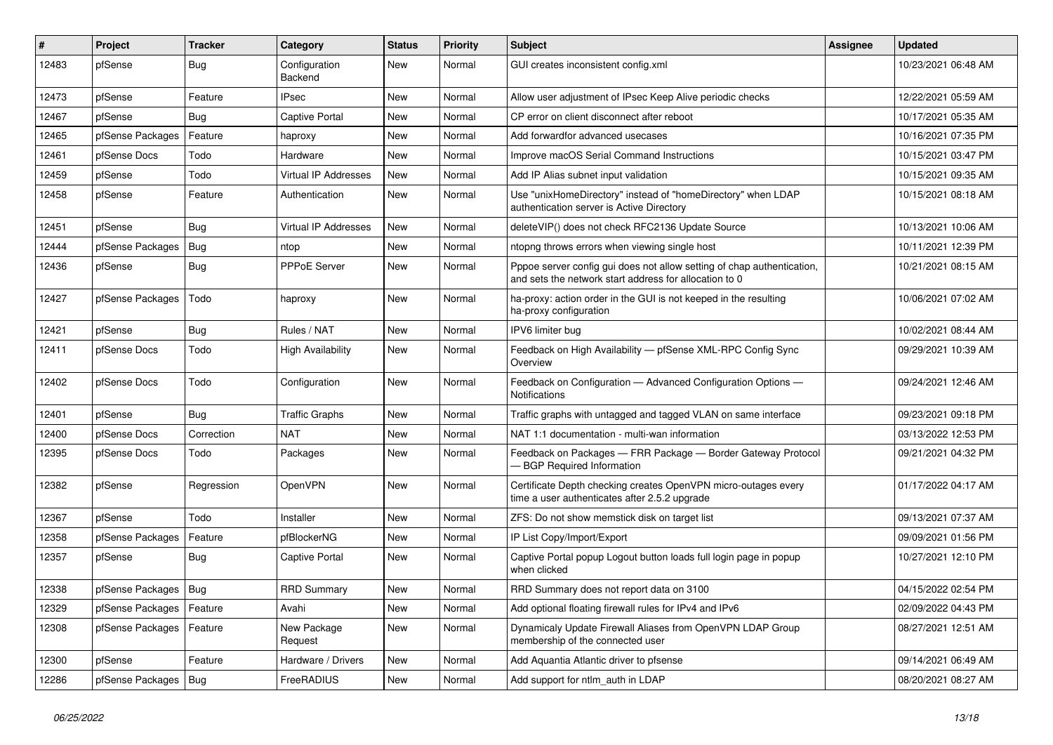| # | Project | Tracker | Category | Status | Priority | Subject | Assignee | Updated |
|---|---|---|---|---|---|---|---|---|
| 12483 | pfSense | Bug | Configuration Backend | New | Normal | GUI creates inconsistent config.xml | | 10/23/2021 06:48 AM |
| 12473 | pfSense | Feature | IPsec | New | Normal | Allow user adjustment of IPsec Keep Alive periodic checks | | 12/22/2021 05:59 AM |
| 12467 | pfSense | Bug | Captive Portal | New | Normal | CP error on client disconnect after reboot | | 10/17/2021 05:35 AM |
| 12465 | pfSense Packages | Feature | haproxy | New | Normal | Add forwardfor advanced usecases | | 10/16/2021 07:35 PM |
| 12461 | pfSense Docs | Todo | Hardware | New | Normal | Improve macOS Serial Command Instructions | | 10/15/2021 03:47 PM |
| 12459 | pfSense | Todo | Virtual IP Addresses | New | Normal | Add IP Alias subnet input validation | | 10/15/2021 09:35 AM |
| 12458 | pfSense | Feature | Authentication | New | Normal | Use "unixHomeDirectory" instead of "homeDirectory" when LDAP authentication server is Active Directory | | 10/15/2021 08:18 AM |
| 12451 | pfSense | Bug | Virtual IP Addresses | New | Normal | deleteVIP() does not check RFC2136 Update Source | | 10/13/2021 10:06 AM |
| 12444 | pfSense Packages | Bug | ntop | New | Normal | ntopng throws errors when viewing single host | | 10/11/2021 12:39 PM |
| 12436 | pfSense | Bug | PPPoE Server | New | Normal | Pppoe server config gui does not allow setting of chap authentication, and sets the network start address for allocation to 0 | | 10/21/2021 08:15 AM |
| 12427 | pfSense Packages | Todo | haproxy | New | Normal | ha-proxy: action order in the GUI is not keeped in the resulting ha-proxy configuration | | 10/06/2021 07:02 AM |
| 12421 | pfSense | Bug | Rules / NAT | New | Normal | IPV6 limiter bug | | 10/02/2021 08:44 AM |
| 12411 | pfSense Docs | Todo | High Availability | New | Normal | Feedback on High Availability — pfSense XML-RPC Config Sync Overview | | 09/29/2021 10:39 AM |
| 12402 | pfSense Docs | Todo | Configuration | New | Normal | Feedback on Configuration — Advanced Configuration Options — Notifications | | 09/24/2021 12:46 AM |
| 12401 | pfSense | Bug | Traffic Graphs | New | Normal | Traffic graphs with untagged and tagged VLAN on same interface | | 09/23/2021 09:18 PM |
| 12400 | pfSense Docs | Correction | NAT | New | Normal | NAT 1:1 documentation - multi-wan information | | 03/13/2022 12:53 PM |
| 12395 | pfSense Docs | Todo | Packages | New | Normal | Feedback on Packages — FRR Package — Border Gateway Protocol — BGP Required Information | | 09/21/2021 04:32 PM |
| 12382 | pfSense | Regression | OpenVPN | New | Normal | Certificate Depth checking creates OpenVPN micro-outages every time a user authenticates after 2.5.2 upgrade | | 01/17/2022 04:17 AM |
| 12367 | pfSense | Todo | Installer | New | Normal | ZFS: Do not show memstick disk on target list | | 09/13/2021 07:37 AM |
| 12358 | pfSense Packages | Feature | pfBlockerNG | New | Normal | IP List Copy/Import/Export | | 09/09/2021 01:56 PM |
| 12357 | pfSense | Bug | Captive Portal | New | Normal | Captive Portal popup Logout button loads full login page in popup when clicked | | 10/27/2021 12:10 PM |
| 12338 | pfSense Packages | Bug | RRD Summary | New | Normal | RRD Summary does not report data on 3100 | | 04/15/2022 02:54 PM |
| 12329 | pfSense Packages | Feature | Avahi | New | Normal | Add optional floating firewall rules for IPv4 and IPv6 | | 02/09/2022 04:43 PM |
| 12308 | pfSense Packages | Feature | New Package Request | New | Normal | Dynamicaly Update Firewall Aliases from OpenVPN LDAP Group membership of the connected user | | 08/27/2021 12:51 AM |
| 12300 | pfSense | Feature | Hardware / Drivers | New | Normal | Add Aquantia Atlantic driver to pfsense | | 09/14/2021 06:49 AM |
| 12286 | pfSense Packages | Bug | FreeRADIUS | New | Normal | Add support for ntlm_auth in LDAP | | 08/20/2021 08:27 AM |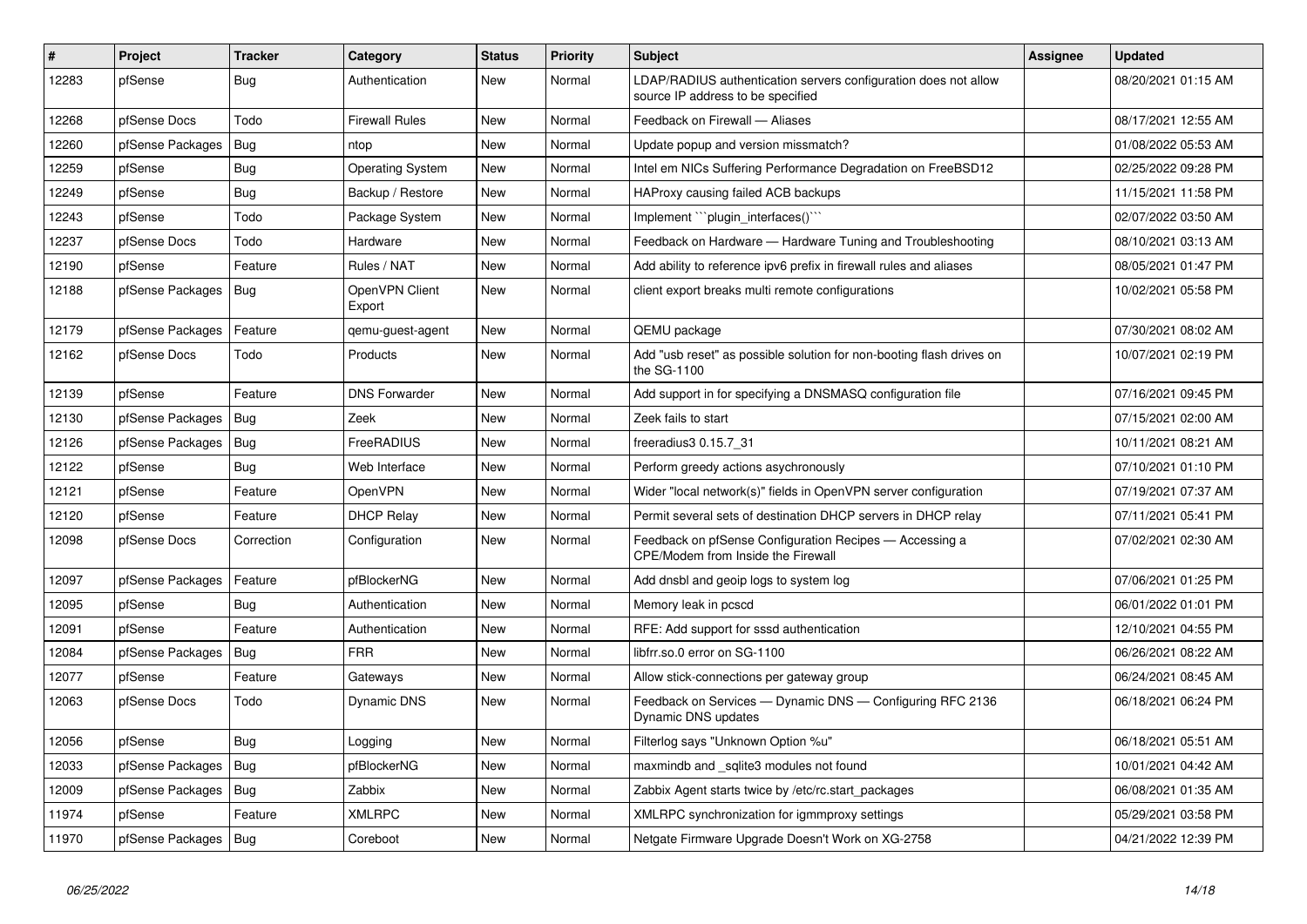| # | Project | Tracker | Category | Status | Priority | Subject | Assignee | Updated |
|---|---|---|---|---|---|---|---|---|
| 12283 | pfSense | Bug | Authentication | New | Normal | LDAP/RADIUS authentication servers configuration does not allow source IP address to be specified | | 08/20/2021 01:15 AM |
| 12268 | pfSense Docs | Todo | Firewall Rules | New | Normal | Feedback on Firewall — Aliases | | 08/17/2021 12:55 AM |
| 12260 | pfSense Packages | Bug | ntop | New | Normal | Update popup and version missmatch? | | 01/08/2022 05:53 AM |
| 12259 | pfSense | Bug | Operating System | New | Normal | Intel em NICs Suffering Performance Degradation on FreeBSD12 | | 02/25/2022 09:28 PM |
| 12249 | pfSense | Bug | Backup / Restore | New | Normal | HAProxy causing failed ACB backups | | 11/15/2021 11:58 PM |
| 12243 | pfSense | Todo | Package System | New | Normal | Implement ```plugin_interfaces()``` | | 02/07/2022 03:50 AM |
| 12237 | pfSense Docs | Todo | Hardware | New | Normal | Feedback on Hardware — Hardware Tuning and Troubleshooting | | 08/10/2021 03:13 AM |
| 12190 | pfSense | Feature | Rules / NAT | New | Normal | Add ability to reference ipv6 prefix in firewall rules and aliases | | 08/05/2021 01:47 PM |
| 12188 | pfSense Packages | Bug | OpenVPN Client Export | New | Normal | client export breaks multi remote configurations | | 10/02/2021 05:58 PM |
| 12179 | pfSense Packages | Feature | qemu-guest-agent | New | Normal | QEMU package | | 07/30/2021 08:02 AM |
| 12162 | pfSense Docs | Todo | Products | New | Normal | Add "usb reset" as possible solution for non-booting flash drives on the SG-1100 | | 10/07/2021 02:19 PM |
| 12139 | pfSense | Feature | DNS Forwarder | New | Normal | Add support in for specifying a DNSMASQ configuration file | | 07/16/2021 09:45 PM |
| 12130 | pfSense Packages | Bug | Zeek | New | Normal | Zeek fails to start | | 07/15/2021 02:00 AM |
| 12126 | pfSense Packages | Bug | FreeRADIUS | New | Normal | freeradius3 0.15.7_31 | | 10/11/2021 08:21 AM |
| 12122 | pfSense | Bug | Web Interface | New | Normal | Perform greedy actions asychronously | | 07/10/2021 01:10 PM |
| 12121 | pfSense | Feature | OpenVPN | New | Normal | Wider "local network(s)" fields in OpenVPN server configuration | | 07/19/2021 07:37 AM |
| 12120 | pfSense | Feature | DHCP Relay | New | Normal | Permit several sets of destination DHCP servers in DHCP relay | | 07/11/2021 05:41 PM |
| 12098 | pfSense Docs | Correction | Configuration | New | Normal | Feedback on pfSense Configuration Recipes — Accessing a CPE/Modem from Inside the Firewall | | 07/02/2021 02:30 AM |
| 12097 | pfSense Packages | Feature | pfBlockerNG | New | Normal | Add dnsbl and geoip logs to system log | | 07/06/2021 01:25 PM |
| 12095 | pfSense | Bug | Authentication | New | Normal | Memory leak in pcscd | | 06/01/2022 01:01 PM |
| 12091 | pfSense | Feature | Authentication | New | Normal | RFE: Add support for sssd authentication | | 12/10/2021 04:55 PM |
| 12084 | pfSense Packages | Bug | FRR | New | Normal | libfrr.so.0 error on SG-1100 | | 06/26/2021 08:22 AM |
| 12077 | pfSense | Feature | Gateways | New | Normal | Allow stick-connections per gateway group | | 06/24/2021 08:45 AM |
| 12063 | pfSense Docs | Todo | Dynamic DNS | New | Normal | Feedback on Services — Dynamic DNS — Configuring RFC 2136 Dynamic DNS updates | | 06/18/2021 06:24 PM |
| 12056 | pfSense | Bug | Logging | New | Normal | Filterlog says "Unknown Option %u" | | 06/18/2021 05:51 AM |
| 12033 | pfSense Packages | Bug | pfBlockerNG | New | Normal | maxmindb and _sqlite3 modules not found | | 10/01/2021 04:42 AM |
| 12009 | pfSense Packages | Bug | Zabbix | New | Normal | Zabbix Agent starts twice by /etc/rc.start_packages | | 06/08/2021 01:35 AM |
| 11974 | pfSense | Feature | XMLRPC | New | Normal | XMLRPC synchronization for igmmproxy settings | | 05/29/2021 03:58 PM |
| 11970 | pfSense Packages | Bug | Coreboot | New | Normal | Netgate Firmware Upgrade Doesn't Work on XG-2758 | | 04/21/2022 12:39 PM |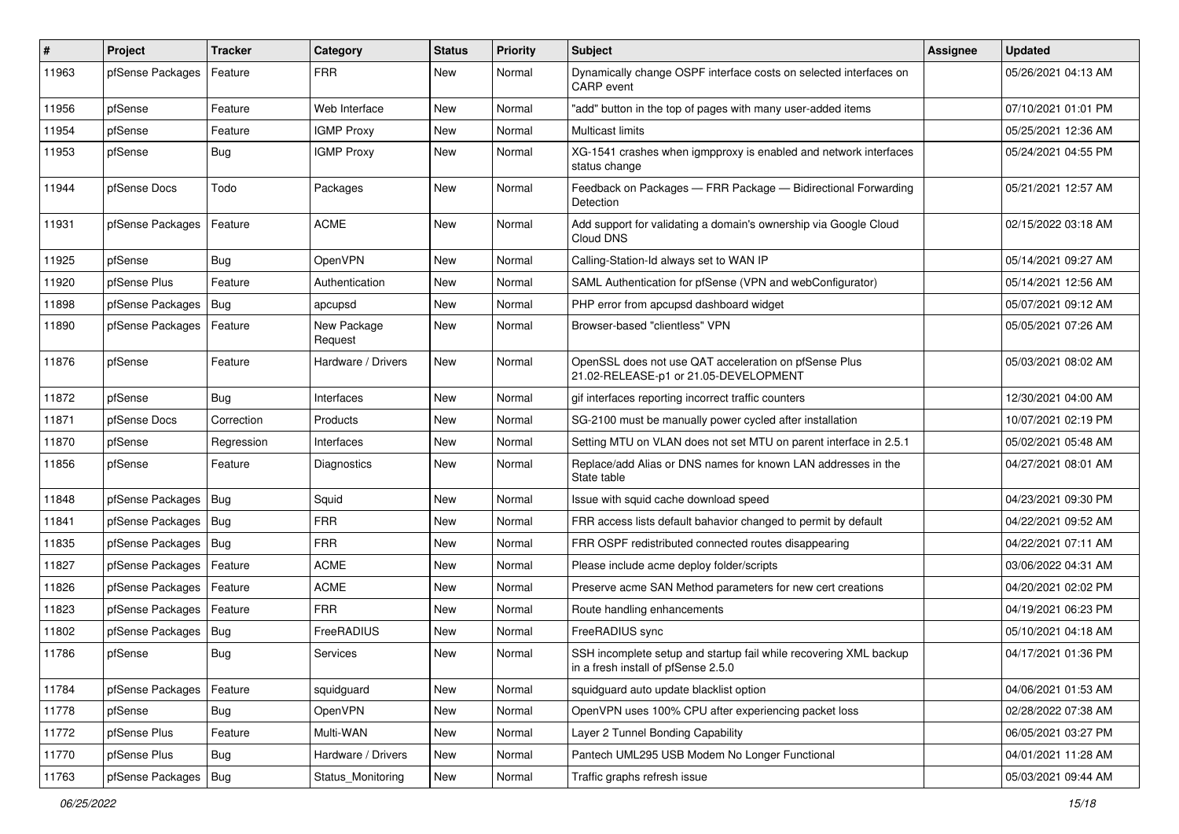| # | Project | Tracker | Category | Status | Priority | Subject | Assignee | Updated |
|---|---|---|---|---|---|---|---|---|
| 11963 | pfSense Packages | Feature | FRR | New | Normal | Dynamically change OSPF interface costs on selected interfaces on CARP event | | 05/26/2021 04:13 AM |
| 11956 | pfSense | Feature | Web Interface | New | Normal | "add" button in the top of pages with many user-added items | | 07/10/2021 01:01 PM |
| 11954 | pfSense | Feature | IGMP Proxy | New | Normal | Multicast limits | | 05/25/2021 12:36 AM |
| 11953 | pfSense | Bug | IGMP Proxy | New | Normal | XG-1541 crashes when igmpproxy is enabled and network interfaces status change | | 05/24/2021 04:55 PM |
| 11944 | pfSense Docs | Todo | Packages | New | Normal | Feedback on Packages — FRR Package — Bidirectional Forwarding Detection | | 05/21/2021 12:57 AM |
| 11931 | pfSense Packages | Feature | ACME | New | Normal | Add support for validating a domain's ownership via Google Cloud Cloud DNS | | 02/15/2022 03:18 AM |
| 11925 | pfSense | Bug | OpenVPN | New | Normal | Calling-Station-Id always set to WAN IP | | 05/14/2021 09:27 AM |
| 11920 | pfSense Plus | Feature | Authentication | New | Normal | SAML Authentication for pfSense (VPN and webConfigurator) | | 05/14/2021 12:56 AM |
| 11898 | pfSense Packages | Bug | apcupsd | New | Normal | PHP error from apcupsd dashboard widget | | 05/07/2021 09:12 AM |
| 11890 | pfSense Packages | Feature | New Package Request | New | Normal | Browser-based "clientless" VPN | | 05/05/2021 07:26 AM |
| 11876 | pfSense | Feature | Hardware / Drivers | New | Normal | OpenSSL does not use QAT acceleration on pfSense Plus 21.02-RELEASE-p1 or 21.05-DEVELOPMENT | | 05/03/2021 08:02 AM |
| 11872 | pfSense | Bug | Interfaces | New | Normal | gif interfaces reporting incorrect traffic counters | | 12/30/2021 04:00 AM |
| 11871 | pfSense Docs | Correction | Products | New | Normal | SG-2100 must be manually power cycled after installation | | 10/07/2021 02:19 PM |
| 11870 | pfSense | Regression | Interfaces | New | Normal | Setting MTU on VLAN does not set MTU on parent interface in 2.5.1 | | 05/02/2021 05:48 AM |
| 11856 | pfSense | Feature | Diagnostics | New | Normal | Replace/add Alias or DNS names for known LAN addresses in the State table | | 04/27/2021 08:01 AM |
| 11848 | pfSense Packages | Bug | Squid | New | Normal | Issue with squid cache download speed | | 04/23/2021 09:30 PM |
| 11841 | pfSense Packages | Bug | FRR | New | Normal | FRR access lists default bahavior changed to permit by default | | 04/22/2021 09:52 AM |
| 11835 | pfSense Packages | Bug | FRR | New | Normal | FRR OSPF redistributed connected routes disappearing | | 04/22/2021 07:11 AM |
| 11827 | pfSense Packages | Feature | ACME | New | Normal | Please include acme deploy folder/scripts | | 03/06/2022 04:31 AM |
| 11826 | pfSense Packages | Feature | ACME | New | Normal | Preserve acme SAN Method parameters for new cert creations | | 04/20/2021 02:02 PM |
| 11823 | pfSense Packages | Feature | FRR | New | Normal | Route handling enhancements | | 04/19/2021 06:23 PM |
| 11802 | pfSense Packages | Bug | FreeRADIUS | New | Normal | FreeRADIUS sync | | 05/10/2021 04:18 AM |
| 11786 | pfSense | Bug | Services | New | Normal | SSH incomplete setup and startup fail while recovering XML backup in a fresh install of pfSense 2.5.0 | | 04/17/2021 01:36 PM |
| 11784 | pfSense Packages | Feature | squidguard | New | Normal | squidguard auto update blacklist option | | 04/06/2021 01:53 AM |
| 11778 | pfSense | Bug | OpenVPN | New | Normal | OpenVPN uses 100% CPU after experiencing packet loss | | 02/28/2022 07:38 AM |
| 11772 | pfSense Plus | Feature | Multi-WAN | New | Normal | Layer 2 Tunnel Bonding Capability | | 06/05/2021 03:27 PM |
| 11770 | pfSense Plus | Bug | Hardware / Drivers | New | Normal | Pantech UML295 USB Modem No Longer Functional | | 04/01/2021 11:28 AM |
| 11763 | pfSense Packages | Bug | Status_Monitoring | New | Normal | Traffic graphs refresh issue | | 05/03/2021 09:44 AM |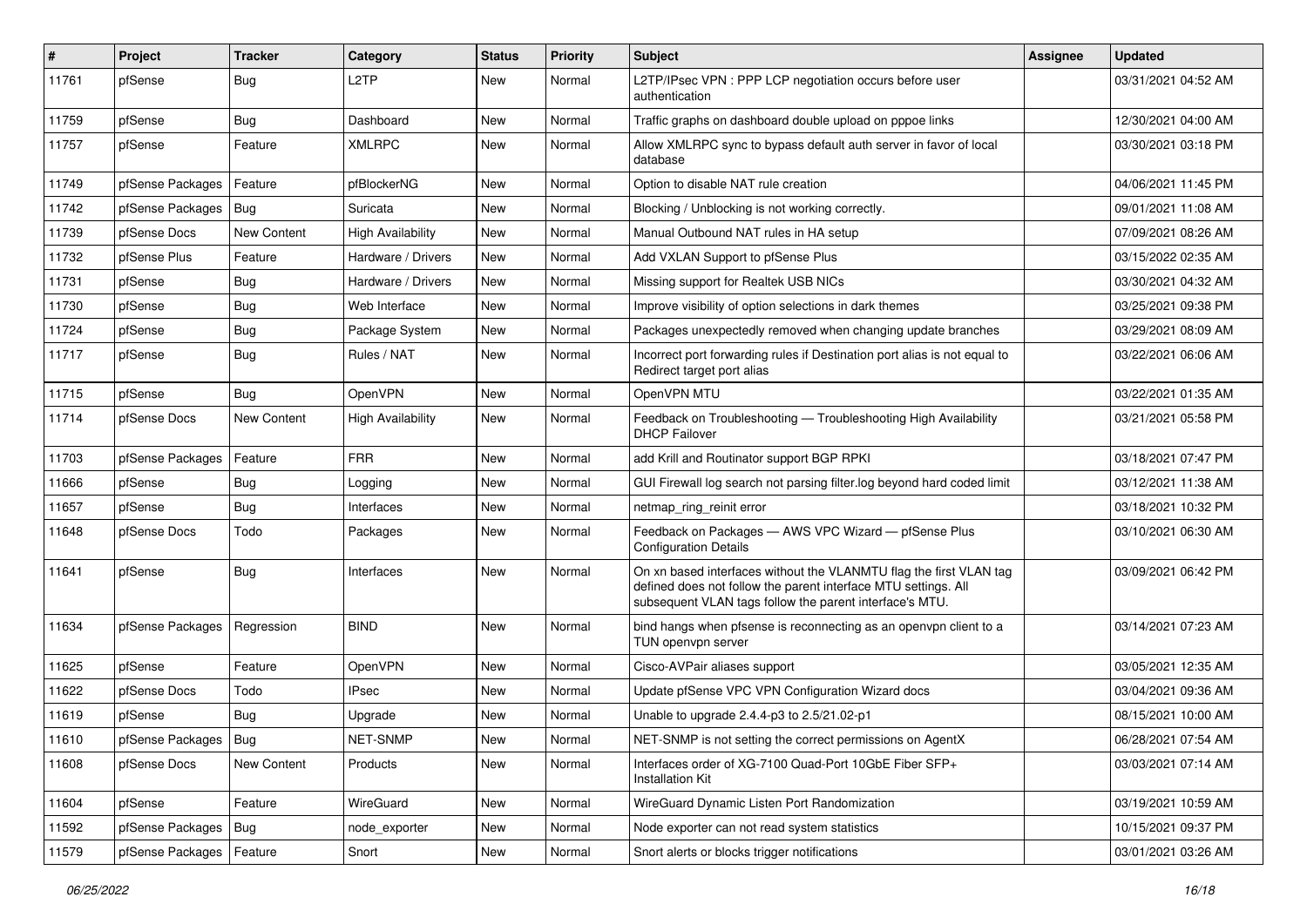| # | Project | Tracker | Category | Status | Priority | Subject | Assignee | Updated |
|---|---|---|---|---|---|---|---|---|
| 11761 | pfSense | Bug | L2TP | New | Normal | L2TP/IPsec VPN : PPP LCP negotiation occurs before user authentication | | 03/31/2021 04:52 AM |
| 11759 | pfSense | Bug | Dashboard | New | Normal | Traffic graphs on dashboard double upload on pppoe links | | 12/30/2021 04:00 AM |
| 11757 | pfSense | Feature | XMLRPC | New | Normal | Allow XMLRPC sync to bypass default auth server in favor of local database | | 03/30/2021 03:18 PM |
| 11749 | pfSense Packages | Feature | pfBlockerNG | New | Normal | Option to disable NAT rule creation | | 04/06/2021 11:45 PM |
| 11742 | pfSense Packages | Bug | Suricata | New | Normal | Blocking / Unblocking is not working correctly. | | 09/01/2021 11:08 AM |
| 11739 | pfSense Docs | New Content | High Availability | New | Normal | Manual Outbound NAT rules in HA setup | | 07/09/2021 08:26 AM |
| 11732 | pfSense Plus | Feature | Hardware / Drivers | New | Normal | Add VXLAN Support to pfSense Plus | | 03/15/2022 02:35 AM |
| 11731 | pfSense | Bug | Hardware / Drivers | New | Normal | Missing support for Realtek USB NICs | | 03/30/2021 04:32 AM |
| 11730 | pfSense | Bug | Web Interface | New | Normal | Improve visibility of option selections in dark themes | | 03/25/2021 09:38 PM |
| 11724 | pfSense | Bug | Package System | New | Normal | Packages unexpectedly removed when changing update branches | | 03/29/2021 08:09 AM |
| 11717 | pfSense | Bug | Rules / NAT | New | Normal | Incorrect port forwarding rules if Destination port alias is not equal to Redirect target port alias | | 03/22/2021 06:06 AM |
| 11715 | pfSense | Bug | OpenVPN | New | Normal | OpenVPN MTU | | 03/22/2021 01:35 AM |
| 11714 | pfSense Docs | New Content | High Availability | New | Normal | Feedback on Troubleshooting — Troubleshooting High Availability DHCP Failover | | 03/21/2021 05:58 PM |
| 11703 | pfSense Packages | Feature | FRR | New | Normal | add Krill and Routinator support BGP RPKI | | 03/18/2021 07:47 PM |
| 11666 | pfSense | Bug | Logging | New | Normal | GUI Firewall log search not parsing filter.log beyond hard coded limit | | 03/12/2021 11:38 AM |
| 11657 | pfSense | Bug | Interfaces | New | Normal | netmap_ring_reinit error | | 03/18/2021 10:32 PM |
| 11648 | pfSense Docs | Todo | Packages | New | Normal | Feedback on Packages — AWS VPC Wizard — pfSense Plus Configuration Details | | 03/10/2021 06:30 AM |
| 11641 | pfSense | Bug | Interfaces | New | Normal | On xn based interfaces without the VLANMTU flag the first VLAN tag defined does not follow the parent interface MTU settings. All subsequent VLAN tags follow the parent interface's MTU. | | 03/09/2021 06:42 PM |
| 11634 | pfSense Packages | Regression | BIND | New | Normal | bind hangs when pfsense is reconnecting as an openvpn client to a TUN openvpn server | | 03/14/2021 07:23 AM |
| 11625 | pfSense | Feature | OpenVPN | New | Normal | Cisco-AVPair aliases support | | 03/05/2021 12:35 AM |
| 11622 | pfSense Docs | Todo | IPsec | New | Normal | Update pfSense VPC VPN Configuration Wizard docs | | 03/04/2021 09:36 AM |
| 11619 | pfSense | Bug | Upgrade | New | Normal | Unable to upgrade 2.4.4-p3 to 2.5/21.02-p1 | | 08/15/2021 10:00 AM |
| 11610 | pfSense Packages | Bug | NET-SNMP | New | Normal | NET-SNMP is not setting the correct permissions on AgentX | | 06/28/2021 07:54 AM |
| 11608 | pfSense Docs | New Content | Products | New | Normal | Interfaces order of XG-7100 Quad-Port 10GbE Fiber SFP+ Installation Kit | | 03/03/2021 07:14 AM |
| 11604 | pfSense | Feature | WireGuard | New | Normal | WireGuard Dynamic Listen Port Randomization | | 03/19/2021 10:59 AM |
| 11592 | pfSense Packages | Bug | node_exporter | New | Normal | Node exporter can not read system statistics | | 10/15/2021 09:37 PM |
| 11579 | pfSense Packages | Feature | Snort | New | Normal | Snort alerts or blocks trigger notifications | | 03/01/2021 03:26 AM |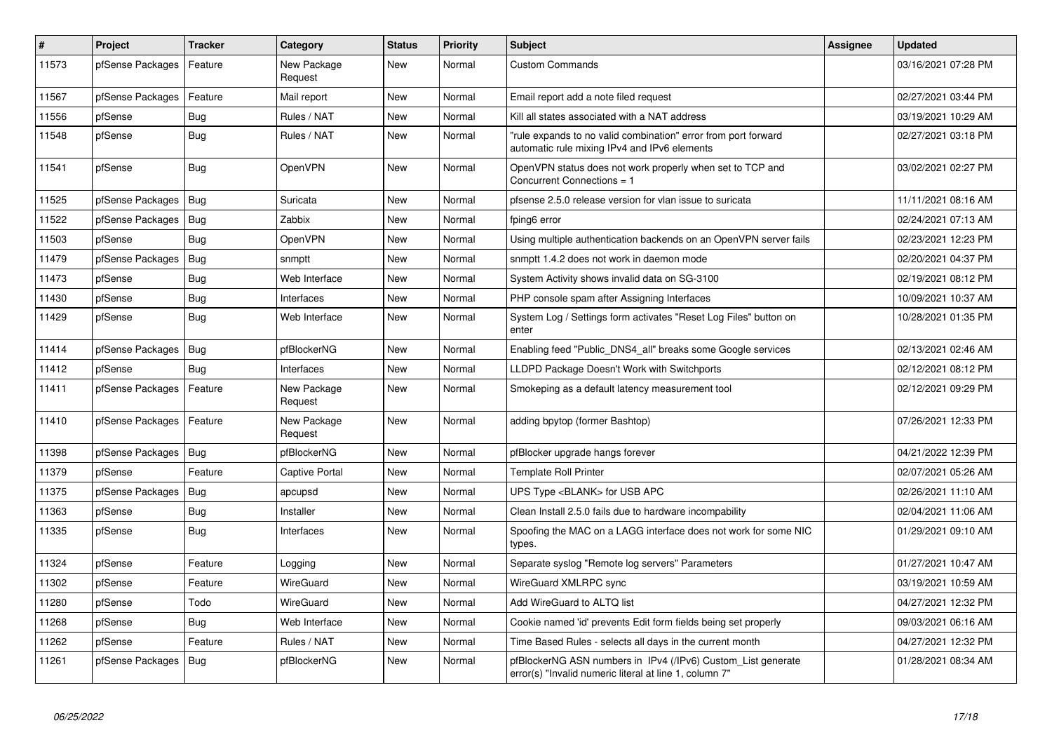| # | Project | Tracker | Category | Status | Priority | Subject | Assignee | Updated |
|---|---|---|---|---|---|---|---|---|
| 11573 | pfSense Packages | Feature | New Package Request | New | Normal | Custom Commands | | 03/16/2021 07:28 PM |
| 11567 | pfSense Packages | Feature | Mail report | New | Normal | Email report add a note filed request | | 02/27/2021 03:44 PM |
| 11556 | pfSense | Bug | Rules / NAT | New | Normal | Kill all states associated with a NAT address | | 03/19/2021 10:29 AM |
| 11548 | pfSense | Bug | Rules / NAT | New | Normal | "rule expands to no valid combination" error from port forward automatic rule mixing IPv4 and IPv6 elements | | 02/27/2021 03:18 PM |
| 11541 | pfSense | Bug | OpenVPN | New | Normal | OpenVPN status does not work properly when set to TCP and Concurrent Connections = 1 | | 03/02/2021 02:27 PM |
| 11525 | pfSense Packages | Bug | Suricata | New | Normal | pfsense 2.5.0 release version for vlan issue to suricata | | 11/11/2021 08:16 AM |
| 11522 | pfSense Packages | Bug | Zabbix | New | Normal | fping6 error | | 02/24/2021 07:13 AM |
| 11503 | pfSense | Bug | OpenVPN | New | Normal | Using multiple authentication backends on an OpenVPN server fails | | 02/23/2021 12:23 PM |
| 11479 | pfSense Packages | Bug | snmptt | New | Normal | snmptt 1.4.2 does not work in daemon mode | | 02/20/2021 04:37 PM |
| 11473 | pfSense | Bug | Web Interface | New | Normal | System Activity shows invalid data on SG-3100 | | 02/19/2021 08:12 PM |
| 11430 | pfSense | Bug | Interfaces | New | Normal | PHP console spam after Assigning Interfaces | | 10/09/2021 10:37 AM |
| 11429 | pfSense | Bug | Web Interface | New | Normal | System Log / Settings form activates "Reset Log Files" button on enter | | 10/28/2021 01:35 PM |
| 11414 | pfSense Packages | Bug | pfBlockerNG | New | Normal | Enabling feed "Public_DNS4_all" breaks some Google services | | 02/13/2021 02:46 AM |
| 11412 | pfSense | Bug | Interfaces | New | Normal | LLDPD Package Doesn't Work with Switchports | | 02/12/2021 08:12 PM |
| 11411 | pfSense Packages | Feature | New Package Request | New | Normal | Smokeping as a default latency measurement tool | | 02/12/2021 09:29 PM |
| 11410 | pfSense Packages | Feature | New Package Request | New | Normal | adding bpytop (former Bashtop) | | 07/26/2021 12:33 PM |
| 11398 | pfSense Packages | Bug | pfBlockerNG | New | Normal | pfBlocker upgrade hangs forever | | 04/21/2022 12:39 PM |
| 11379 | pfSense | Feature | Captive Portal | New | Normal | Template Roll Printer | | 02/07/2021 05:26 AM |
| 11375 | pfSense Packages | Bug | apcupsd | New | Normal | UPS Type <BLANK> for USB APC | | 02/26/2021 11:10 AM |
| 11363 | pfSense | Bug | Installer | New | Normal | Clean Install 2.5.0 fails due to hardware incompability | | 02/04/2021 11:06 AM |
| 11335 | pfSense | Bug | Interfaces | New | Normal | Spoofing the MAC on a LAGG interface does not work for some NIC types. | | 01/29/2021 09:10 AM |
| 11324 | pfSense | Feature | Logging | New | Normal | Separate syslog "Remote log servers" Parameters | | 01/27/2021 10:47 AM |
| 11302 | pfSense | Feature | WireGuard | New | Normal | WireGuard XMLRPC sync | | 03/19/2021 10:59 AM |
| 11280 | pfSense | Todo | WireGuard | New | Normal | Add WireGuard to ALTQ list | | 04/27/2021 12:32 PM |
| 11268 | pfSense | Bug | Web Interface | New | Normal | Cookie named 'id' prevents Edit form fields being set properly | | 09/03/2021 06:16 AM |
| 11262 | pfSense | Feature | Rules / NAT | New | Normal | Time Based Rules - selects all days in the current month | | 04/27/2021 12:32 PM |
| 11261 | pfSense Packages | Bug | pfBlockerNG | New | Normal | pfBlockerNG ASN numbers in IPv4 (/IPv6) Custom_List generate error(s) "Invalid numeric literal at line 1, column 7" | | 01/28/2021 08:34 AM |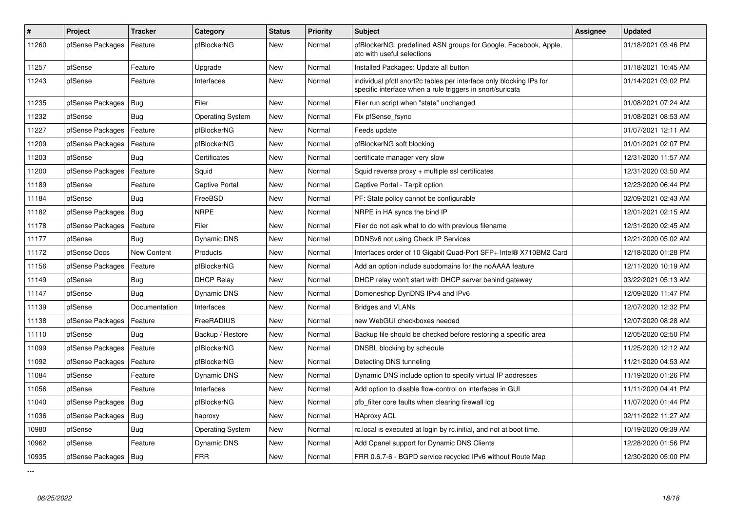| # | Project | Tracker | Category | Status | Priority | Subject | Assignee | Updated |
|---|---|---|---|---|---|---|---|---|
| 11260 | pfSense Packages | Feature | pfBlockerNG | New | Normal | pfBlockerNG: predefined ASN groups for Google, Facebook, Apple, etc with useful selections | | 01/18/2021 03:46 PM |
| 11257 | pfSense | Feature | Upgrade | New | Normal | Installed Packages: Update all button | | 01/18/2021 10:45 AM |
| 11243 | pfSense | Feature | Interfaces | New | Normal | individual pfctl snort2c tables per interface only blocking IPs for specific interface when a rule triggers in snort/suricata | | 01/14/2021 03:02 PM |
| 11235 | pfSense Packages | Bug | Filer | New | Normal | Filer run script when "state" unchanged | | 01/08/2021 07:24 AM |
| 11232 | pfSense | Bug | Operating System | New | Normal | Fix pfSense_fsync | | 01/08/2021 08:53 AM |
| 11227 | pfSense Packages | Feature | pfBlockerNG | New | Normal | Feeds update | | 01/07/2021 12:11 AM |
| 11209 | pfSense Packages | Feature | pfBlockerNG | New | Normal | pfBlockerNG soft blocking | | 01/01/2021 02:07 PM |
| 11203 | pfSense | Bug | Certificates | New | Normal | certificate manager very slow | | 12/31/2020 11:57 AM |
| 11200 | pfSense Packages | Feature | Squid | New | Normal | Squid reverse proxy + multiple ssl certificates | | 12/31/2020 03:50 AM |
| 11189 | pfSense | Feature | Captive Portal | New | Normal | Captive Portal - Tarpit option | | 12/23/2020 06:44 PM |
| 11184 | pfSense | Bug | FreeBSD | New | Normal | PF: State policy cannot be configurable | | 02/09/2021 02:43 AM |
| 11182 | pfSense Packages | Bug | NRPE | New | Normal | NRPE in HA syncs the bind IP | | 12/01/2021 02:15 AM |
| 11178 | pfSense Packages | Feature | Filer | New | Normal | Filer do not ask what to do with previous filename | | 12/31/2020 02:45 AM |
| 11177 | pfSense | Bug | Dynamic DNS | New | Normal | DDNSv6 not using Check IP Services | | 12/21/2020 05:02 AM |
| 11172 | pfSense Docs | New Content | Products | New | Normal | Interfaces order of 10 Gigabit Quad-Port SFP+ Intel® X710BM2 Card | | 12/18/2020 01:28 PM |
| 11156 | pfSense Packages | Feature | pfBlockerNG | New | Normal | Add an option include subdomains for the noAAAA feature | | 12/11/2020 10:19 AM |
| 11149 | pfSense | Bug | DHCP Relay | New | Normal | DHCP relay won't start with DHCP server behind gateway | | 03/22/2021 05:13 AM |
| 11147 | pfSense | Bug | Dynamic DNS | New | Normal | Domeneshop DynDNS IPv4 and IPv6 | | 12/09/2020 11:47 PM |
| 11139 | pfSense | Documentation | Interfaces | New | Normal | Bridges and VLANs | | 12/07/2020 12:32 PM |
| 11138 | pfSense Packages | Feature | FreeRADIUS | New | Normal | new WebGUI checkboxes needed | | 12/07/2020 08:28 AM |
| 11110 | pfSense | Bug | Backup / Restore | New | Normal | Backup file should be checked before restoring a specific area | | 12/05/2020 02:50 PM |
| 11099 | pfSense Packages | Feature | pfBlockerNG | New | Normal | DNSBL blocking by schedule | | 11/25/2020 12:12 AM |
| 11092 | pfSense Packages | Feature | pfBlockerNG | New | Normal | Detecting DNS tunneling | | 11/21/2020 04:53 AM |
| 11084 | pfSense | Feature | Dynamic DNS | New | Normal | Dynamic DNS include option to specify virtual IP addresses | | 11/19/2020 01:26 PM |
| 11056 | pfSense | Feature | Interfaces | New | Normal | Add option to disable flow-control on interfaces in GUI | | 11/11/2020 04:41 PM |
| 11040 | pfSense Packages | Bug | pfBlockerNG | New | Normal | pfb_filter core faults when clearing firewall log | | 11/07/2020 01:44 PM |
| 11036 | pfSense Packages | Bug | haproxy | New | Normal | HAproxy ACL | | 02/11/2022 11:27 AM |
| 10980 | pfSense | Bug | Operating System | New | Normal | rc.local is executed at login by rc.initial, and not at boot time. | | 10/19/2020 09:39 AM |
| 10962 | pfSense | Feature | Dynamic DNS | New | Normal | Add Cpanel support for Dynamic DNS Clients | | 12/28/2020 01:56 PM |
| 10935 | pfSense Packages | Bug | FRR | New | Normal | FRR 0.6.7-6 - BGPD service recycled IPv6 without Route Map | | 12/30/2020 05:00 PM |

...